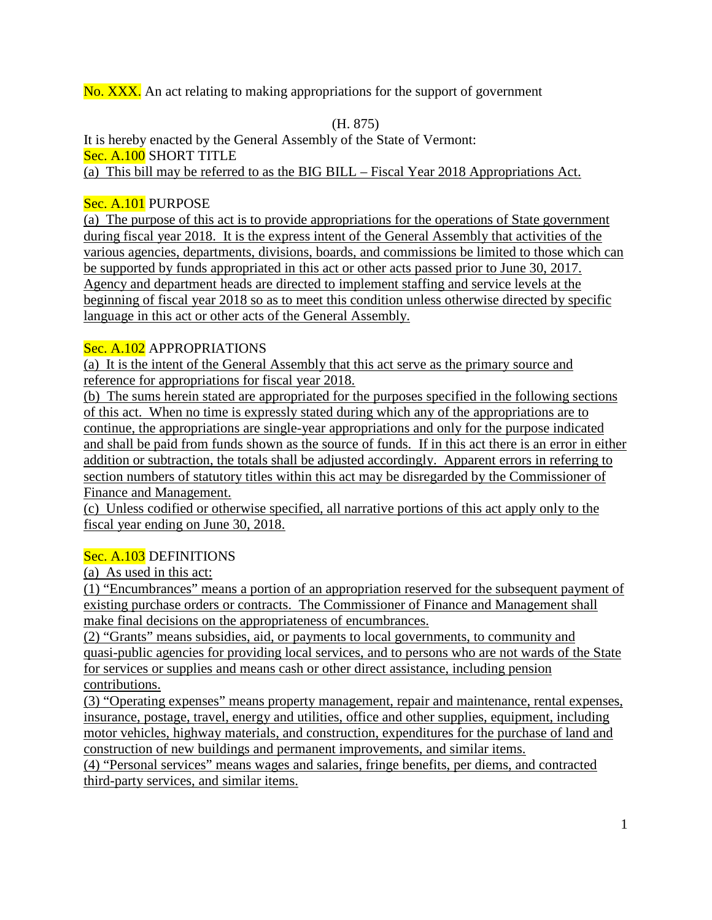No. XXX. An act relating to making appropriations for the support of government

(H. 875)

It is hereby enacted by the General Assembly of the State of Vermont:

Sec. A.100 SHORT TITLE

(a) This bill may be referred to as the BIG BILL – Fiscal Year 2018 Appropriations Act.

Sec. A.101 PURPOSE

(a) The purpose of this act is to provide appropriations for the operations of State government during fiscal year 2018. It is the express intent of the General Assembly that activities of the various agencies, departments, divisions, boards, and commissions be limited to those which can be supported by funds appropriated in this act or other acts passed prior to June 30, 2017. Agency and department heads are directed to implement staffing and service levels at the beginning of fiscal year 2018 so as to meet this condition unless otherwise directed by specific language in this act or other acts of the General Assembly.

Sec. A.102 APPROPRIATIONS

(a) It is the intent of the General Assembly that this act serve as the primary source and reference for appropriations for fiscal year 2018.

(b) The sums herein stated are appropriated for the purposes specified in the following sections of this act. When no time is expressly stated during which any of the appropriations are to continue, the appropriations are single-year appropriations and only for the purpose indicated and shall be paid from funds shown as the source of funds. If in this act there is an error in either addition or subtraction, the totals shall be adjusted accordingly. Apparent errors in referring to section numbers of statutory titles within this act may be disregarded by the Commissioner of Finance and Management.

(c) Unless codified or otherwise specified, all narrative portions of this act apply only to the fiscal year ending on June 30, 2018.

Sec. A.103 DEFINITIONS

(a) As used in this act:

(1) "Encumbrances" means a portion of an appropriation reserved for the subsequent payment of existing purchase orders or contracts. The Commissioner of Finance and Management shall make final decisions on the appropriateness of encumbrances.

(2) "Grants" means subsidies, aid, or payments to local governments, to community and quasi-public agencies for providing local services, and to persons who are not wards of the State for services or supplies and means cash or other direct assistance, including pension contributions.

(3) "Operating expenses" means property management, repair and maintenance, rental expenses, insurance, postage, travel, energy and utilities, office and other supplies, equipment, including motor vehicles, highway materials, and construction, expenditures for the purchase of land and construction of new buildings and permanent improvements, and similar items.

(4) "Personal services" means wages and salaries, fringe benefits, per diems, and contracted third-party services, and similar items.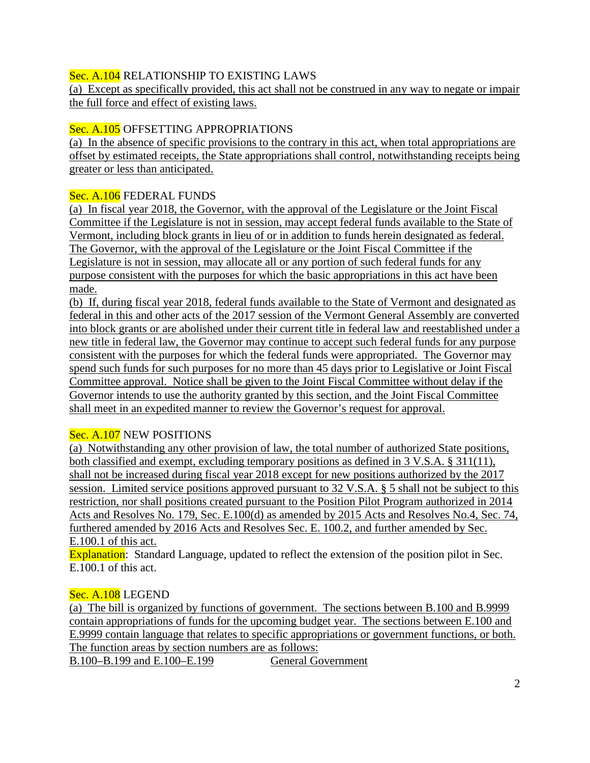Sec. A.104 RELATIONSHIP TO EXISTING LAWS

(a) Except as specifically provided, this act shall not be construed in any way to negate or impair the full force and effect of existing laws.

Sec. A.105 OFFSETTING APPROPRIATIONS

(a) In the absence of specific provisions to the contrary in this act, when total appropriations are offset by estimated receipts, the State appropriations shall control, notwithstanding receipts being greater or less than anticipated.

Sec. A.106 FEDERAL FUNDS

(a) In fiscal year 2018, the Governor, with the approval of the Legislature or the Joint Fiscal Committee if the Legislature is not in session, may accept federal funds available to the State of Vermont, including block grants in lieu of or in addition to funds herein designated as federal. The Governor, with the approval of the Legislature or the Joint Fiscal Committee if the Legislature is not in session, may allocate all or any portion of such federal funds for any purpose consistent with the purposes for which the basic appropriations in this act have been made.

(b) If, during fiscal year 2018, federal funds available to the State of Vermont and designated as federal in this and other acts of the 2017 session of the Vermont General Assembly are converted into block grants or are abolished under their current title in federal law and reestablished under a new title in federal law, the Governor may continue to accept such federal funds for any purpose consistent with the purposes for which the federal funds were appropriated. The Governor may spend such funds for such purposes for no more than 45 days prior to Legislative or Joint Fiscal Committee approval. Notice shall be given to the Joint Fiscal Committee without delay if the Governor intends to use the authority granted by this section, and the Joint Fiscal Committee shall meet in an expedited manner to review the Governor's request for approval.

Sec. A.107 NEW POSITIONS

(a) Notwithstanding any other provision of law, the total number of authorized State positions, both classified and exempt, excluding temporary positions as defined in 3 V.S.A. § 311(11), shall not be increased during fiscal year 2018 except for new positions authorized by the 2017 session. Limited service positions approved pursuant to 32 V.S.A. § 5 shall not be subject to this restriction, nor shall positions created pursuant to the Position Pilot Program authorized in 2014 Acts and Resolves No. 179, Sec. E.100(d) as amended by 2015 Acts and Resolves No.4, Sec. 74, furthered amended by 2016 Acts and Resolves Sec. E. 100.2, and further amended by Sec. E.100.1 of this act.

Explanation: Standard Language, updated to reflect the extension of the position pilot in Sec. E.100.1 of this act.

Sec. A.108 LEGEND

(a) The bill is organized by functions of government. The sections between B.100 and B.9999 contain appropriations of funds for the upcoming budget year. The sections between E.100 and E.9999 contain language that relates to specific appropriations or government functions, or both. The function areas by section numbers are as follows:

B.100–B.199 and E.100–E.199 General Government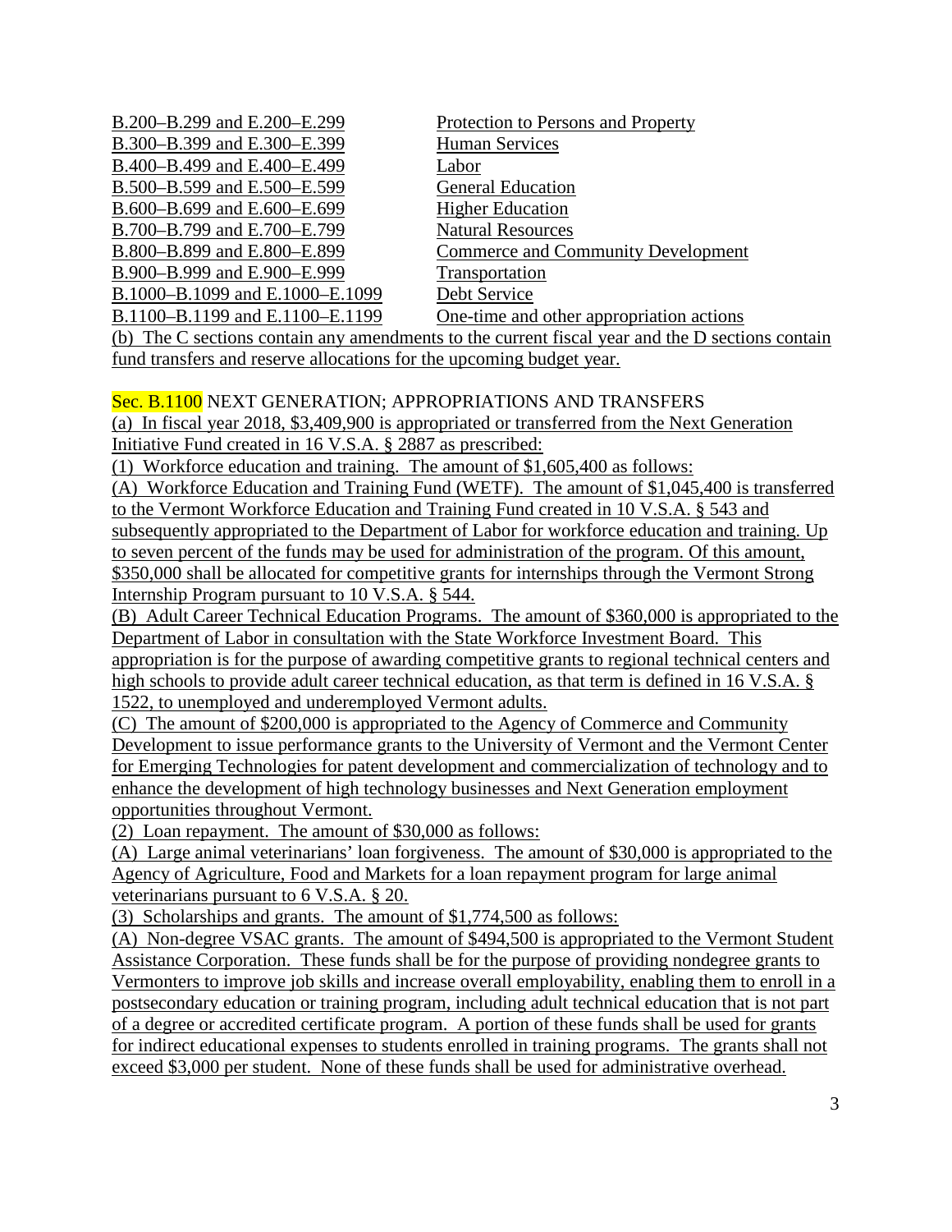| | |
|---|---|
| B.200–B.299 and E.200–E.299 | Protection to Persons and Property |
| B.300–B.399 and E.300–E.399 | Human Services |
| B.400–B.499 and E.400–E.499 | Labor |
| B.500–B.599 and E.500–E.599 | General Education |
| B.600–B.699 and E.600–E.699 | Higher Education |
| B.700–B.799 and E.700–E.799 | Natural Resources |
| B.800–B.899 and E.800–E.899 | Commerce and Community Development |
| B.900–B.999 and E.900–E.999 | Transportation |
| B.1000–B.1099 and E.1000–E.1099 | Debt Service |
| B.1100–B.1199 and E.1100–E.1199 | One-time and other appropriation actions |

(b) The C sections contain any amendments to the current fiscal year and the D sections contain fund transfers and reserve allocations for the upcoming budget year.

Sec. B.1100 NEXT GENERATION; APPROPRIATIONS AND TRANSFERS

(a) In fiscal year 2018, $3,409,900 is appropriated or transferred from the Next Generation Initiative Fund created in 16 V.S.A. § 2887 as prescribed:

(1) Workforce education and training. The amount of $1,605,400 as follows:

(A) Workforce Education and Training Fund (WETF). The amount of $1,045,400 is transferred to the Vermont Workforce Education and Training Fund created in 10 V.S.A. § 543 and subsequently appropriated to the Department of Labor for workforce education and training. Up to seven percent of the funds may be used for administration of the program. Of this amount, $350,000 shall be allocated for competitive grants for internships through the Vermont Strong Internship Program pursuant to 10 V.S.A. § 544.

(B) Adult Career Technical Education Programs. The amount of $360,000 is appropriated to the Department of Labor in consultation with the State Workforce Investment Board. This appropriation is for the purpose of awarding competitive grants to regional technical centers and high schools to provide adult career technical education, as that term is defined in 16 V.S.A. § 1522, to unemployed and underemployed Vermont adults.

(C) The amount of $200,000 is appropriated to the Agency of Commerce and Community Development to issue performance grants to the University of Vermont and the Vermont Center for Emerging Technologies for patent development and commercialization of technology and to enhance the development of high technology businesses and Next Generation employment opportunities throughout Vermont.

(2) Loan repayment. The amount of $30,000 as follows:

(A) Large animal veterinarians' loan forgiveness. The amount of $30,000 is appropriated to the Agency of Agriculture, Food and Markets for a loan repayment program for large animal veterinarians pursuant to 6 V.S.A. § 20.

(3) Scholarships and grants. The amount of $1,774,500 as follows:

(A) Non-degree VSAC grants. The amount of $494,500 is appropriated to the Vermont Student Assistance Corporation. These funds shall be for the purpose of providing nondegree grants to Vermonters to improve job skills and increase overall employability, enabling them to enroll in a postsecondary education or training program, including adult technical education that is not part of a degree or accredited certificate program. A portion of these funds shall be used for grants for indirect educational expenses to students enrolled in training programs. The grants shall not exceed $3,000 per student. None of these funds shall be used for administrative overhead.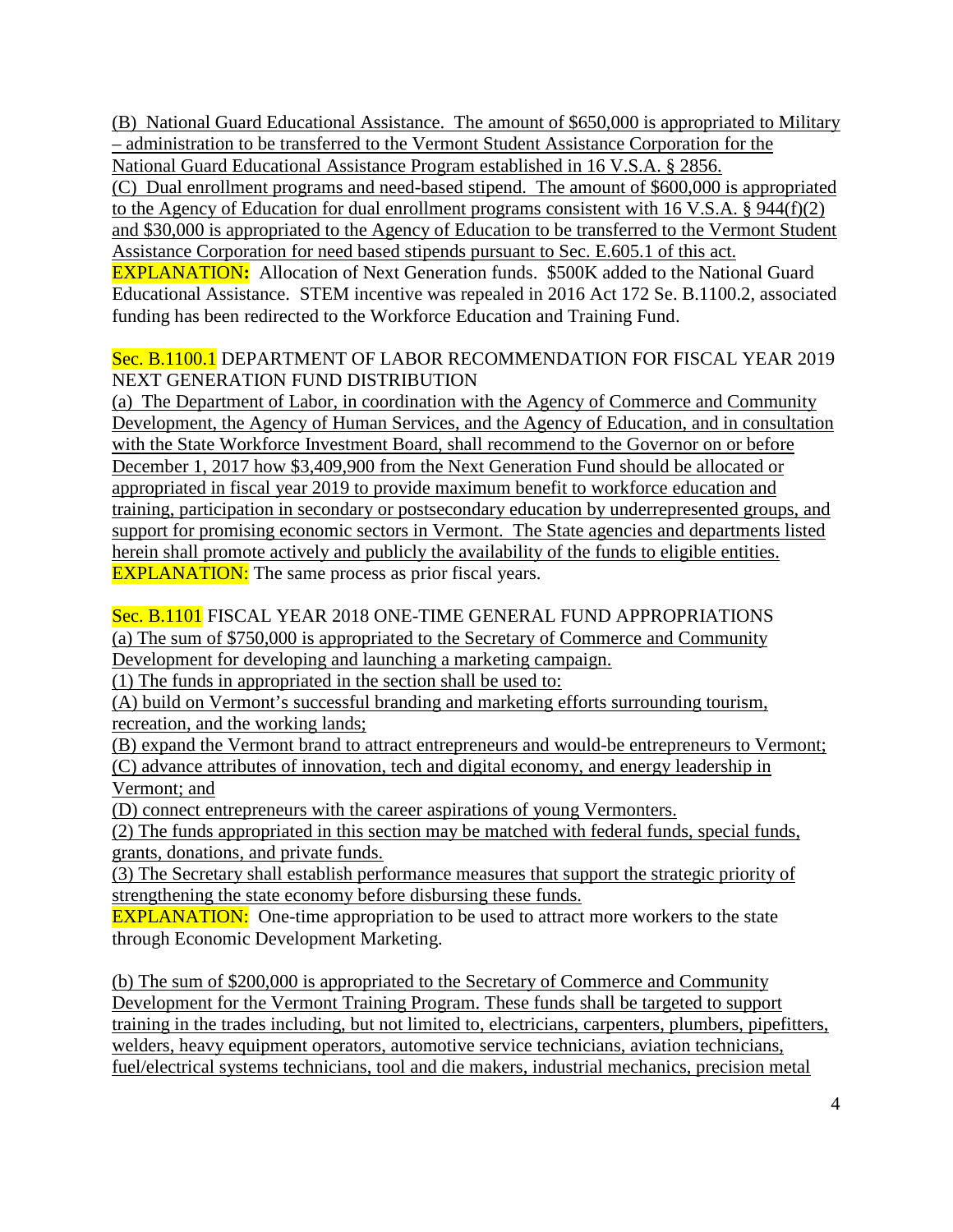(B) National Guard Educational Assistance. The amount of $650,000 is appropriated to Military – administration to be transferred to the Vermont Student Assistance Corporation for the National Guard Educational Assistance Program established in 16 V.S.A. § 2856.

(C) Dual enrollment programs and need-based stipend. The amount of $600,000 is appropriated to the Agency of Education for dual enrollment programs consistent with 16 V.S.A. § 944(f)(2) and $30,000 is appropriated to the Agency of Education to be transferred to the Vermont Student Assistance Corporation for need based stipends pursuant to Sec. E.605.1 of this act.

**EXPLANATION:** Allocation of Next Generation funds. $500K added to the National Guard Educational Assistance. STEM incentive was repealed in 2016 Act 172 Se. B.1100.2, associated funding has been redirected to the Workforce Education and Training Fund.

Sec. B.1100.1 DEPARTMENT OF LABOR RECOMMENDATION FOR FISCAL YEAR 2019 NEXT GENERATION FUND DISTRIBUTION

(a) The Department of Labor, in coordination with the Agency of Commerce and Community Development, the Agency of Human Services, and the Agency of Education, and in consultation with the State Workforce Investment Board, shall recommend to the Governor on or before December 1, 2017 how $3,409,900 from the Next Generation Fund should be allocated or appropriated in fiscal year 2019 to provide maximum benefit to workforce education and training, participation in secondary or postsecondary education by underrepresented groups, and support for promising economic sectors in Vermont. The State agencies and departments listed herein shall promote actively and publicly the availability of the funds to eligible entities.

EXPLANATION: The same process as prior fiscal years.

Sec. B.1101 FISCAL YEAR 2018 ONE-TIME GENERAL FUND APPROPRIATIONS

(a) The sum of $750,000 is appropriated to the Secretary of Commerce and Community Development for developing and launching a marketing campaign.

(1) The funds in appropriated in the section shall be used to:

(A) build on Vermont's successful branding and marketing efforts surrounding tourism, recreation, and the working lands;

(B) expand the Vermont brand to attract entrepreneurs and would-be entrepreneurs to Vermont;

(C) advance attributes of innovation, tech and digital economy, and energy leadership in Vermont; and

(D) connect entrepreneurs with the career aspirations of young Vermonters.

(2) The funds appropriated in this section may be matched with federal funds, special funds, grants, donations, and private funds.

(3) The Secretary shall establish performance measures that support the strategic priority of strengthening the state economy before disbursing these funds.

EXPLANATION: One-time appropriation to be used to attract more workers to the state through Economic Development Marketing.

(b) The sum of $200,000 is appropriated to the Secretary of Commerce and Community Development for the Vermont Training Program. These funds shall be targeted to support training in the trades including, but not limited to, electricians, carpenters, plumbers, pipefitters, welders, heavy equipment operators, automotive service technicians, aviation technicians, fuel/electrical systems technicians, tool and die makers, industrial mechanics, precision metal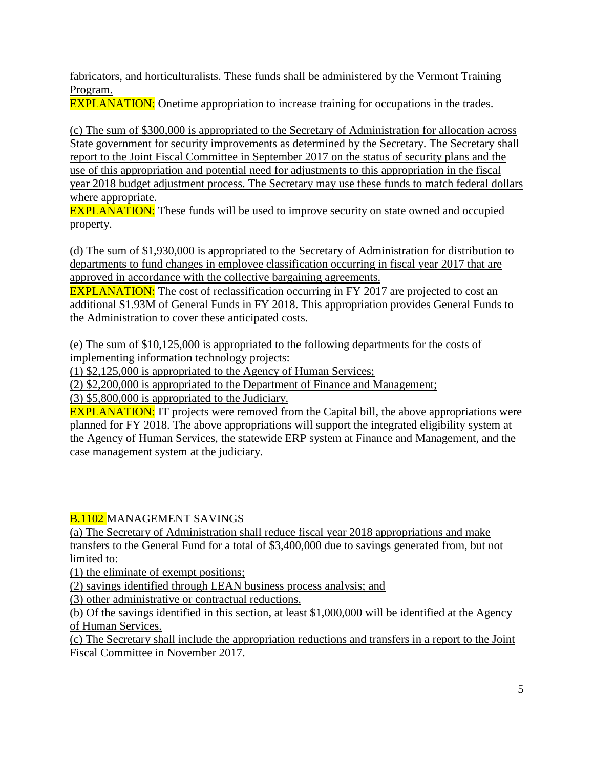fabricators, and horticulturalists. These funds shall be administered by the Vermont Training Program.

**EXPLANATION:** Onetime appropriation to increase training for occupations in the trades.

(c) The sum of $300,000 is appropriated to the Secretary of Administration for allocation across State government for security improvements as determined by the Secretary. The Secretary shall report to the Joint Fiscal Committee in September 2017 on the status of security plans and the use of this appropriation and potential need for adjustments to this appropriation in the fiscal year 2018 budget adjustment process. The Secretary may use these funds to match federal dollars where appropriate.

**EXPLANATION:** These funds will be used to improve security on state owned and occupied property.

(d) The sum of $1,930,000 is appropriated to the Secretary of Administration for distribution to departments to fund changes in employee classification occurring in fiscal year 2017 that are approved in accordance with the collective bargaining agreements.

**EXPLANATION:** The cost of reclassification occurring in FY 2017 are projected to cost an additional $1.93M of General Funds in FY 2018. This appropriation provides General Funds to the Administration to cover these anticipated costs.

(e) The sum of $10,125,000 is appropriated to the following departments for the costs of implementing information technology projects:

(1) $2,125,000 is appropriated to the Agency of Human Services;

(2) $2,200,000 is appropriated to the Department of Finance and Management;

(3) $5,800,000 is appropriated to the Judiciary.

**EXPLANATION:** IT projects were removed from the Capital bill, the above appropriations were planned for FY 2018. The above appropriations will support the integrated eligibility system at the Agency of Human Services, the statewide ERP system at Finance and Management, and the case management system at the judiciary.

## B.1102 MANAGEMENT SAVINGS

(a) The Secretary of Administration shall reduce fiscal year 2018 appropriations and make transfers to the General Fund for a total of $3,400,000 due to savings generated from, but not limited to:

(1) the eliminate of exempt positions;

(2) savings identified through LEAN business process analysis; and

(3) other administrative or contractual reductions.

(b) Of the savings identified in this section, at least $1,000,000 will be identified at the Agency of Human Services.

(c) The Secretary shall include the appropriation reductions and transfers in a report to the Joint Fiscal Committee in November 2017.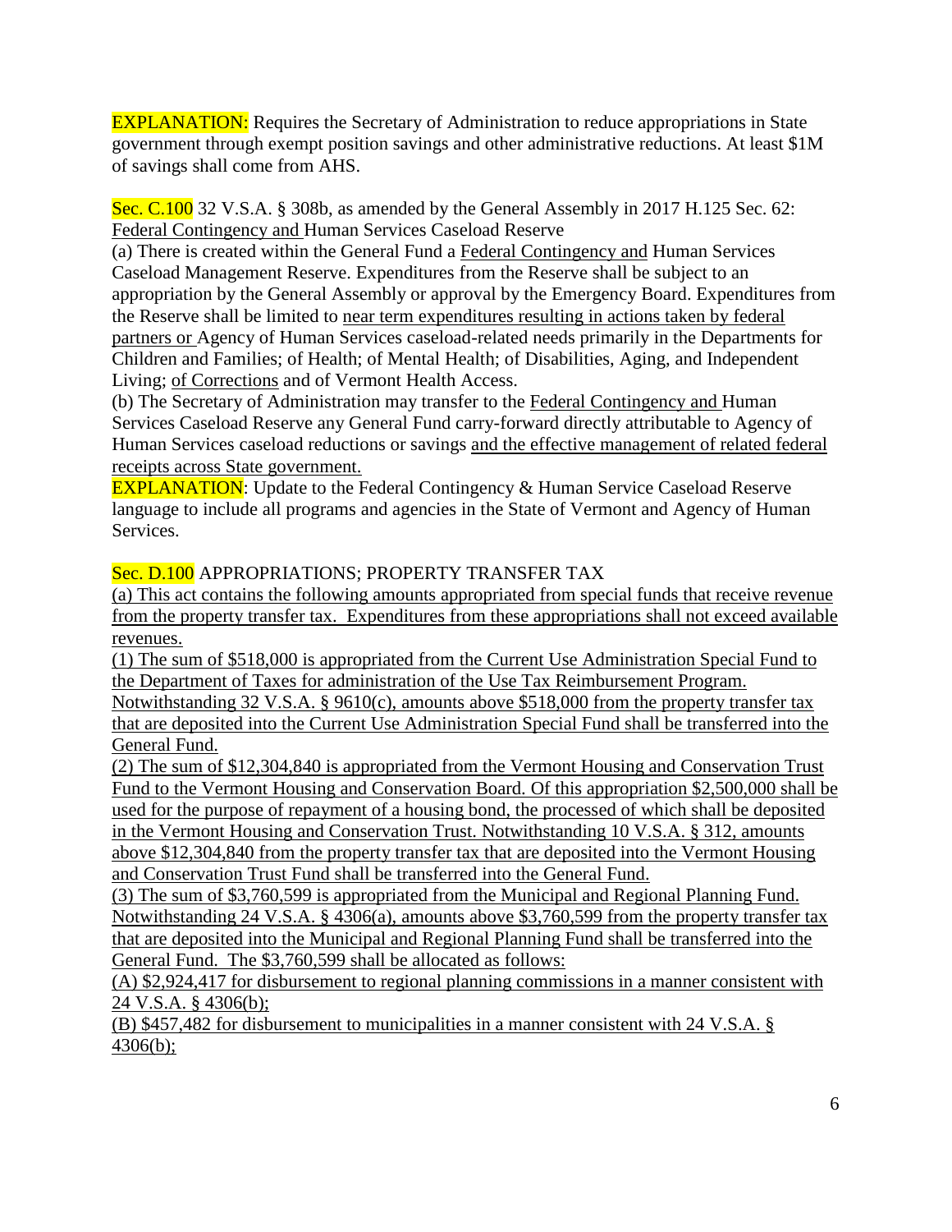EXPLANATION: Requires the Secretary of Administration to reduce appropriations in State government through exempt position savings and other administrative reductions. At least $1M of savings shall come from AHS.

Sec. C.100 32 V.S.A. § 308b, as amended by the General Assembly in 2017 H.125 Sec. 62: Federal Contingency and Human Services Caseload Reserve

(a) There is created within the General Fund a Federal Contingency and Human Services Caseload Management Reserve. Expenditures from the Reserve shall be subject to an appropriation by the General Assembly or approval by the Emergency Board. Expenditures from the Reserve shall be limited to near term expenditures resulting in actions taken by federal partners or Agency of Human Services caseload-related needs primarily in the Departments for Children and Families; of Health; of Mental Health; of Disabilities, Aging, and Independent Living; of Corrections and of Vermont Health Access.

(b) The Secretary of Administration may transfer to the Federal Contingency and Human Services Caseload Reserve any General Fund carry-forward directly attributable to Agency of Human Services caseload reductions or savings and the effective management of related federal receipts across State government.

EXPLANATION: Update to the Federal Contingency & Human Service Caseload Reserve language to include all programs and agencies in the State of Vermont and Agency of Human Services.

Sec. D.100 APPROPRIATIONS; PROPERTY TRANSFER TAX

(a) This act contains the following amounts appropriated from special funds that receive revenue from the property transfer tax. Expenditures from these appropriations shall not exceed available revenues.

(1) The sum of $518,000 is appropriated from the Current Use Administration Special Fund to the Department of Taxes for administration of the Use Tax Reimbursement Program. Notwithstanding 32 V.S.A. § 9610(c), amounts above $518,000 from the property transfer tax that are deposited into the Current Use Administration Special Fund shall be transferred into the General Fund.

(2) The sum of $12,304,840 is appropriated from the Vermont Housing and Conservation Trust Fund to the Vermont Housing and Conservation Board. Of this appropriation $2,500,000 shall be used for the purpose of repayment of a housing bond, the processed of which shall be deposited in the Vermont Housing and Conservation Trust. Notwithstanding 10 V.S.A. § 312, amounts above $12,304,840 from the property transfer tax that are deposited into the Vermont Housing and Conservation Trust Fund shall be transferred into the General Fund.

(3) The sum of $3,760,599 is appropriated from the Municipal and Regional Planning Fund. Notwithstanding 24 V.S.A. § 4306(a), amounts above $3,760,599 from the property transfer tax that are deposited into the Municipal and Regional Planning Fund shall be transferred into the General Fund. The $3,760,599 shall be allocated as follows:

(A) $2,924,417 for disbursement to regional planning commissions in a manner consistent with 24 V.S.A. § 4306(b);

(B) $457,482 for disbursement to municipalities in a manner consistent with 24 V.S.A. § 4306(b);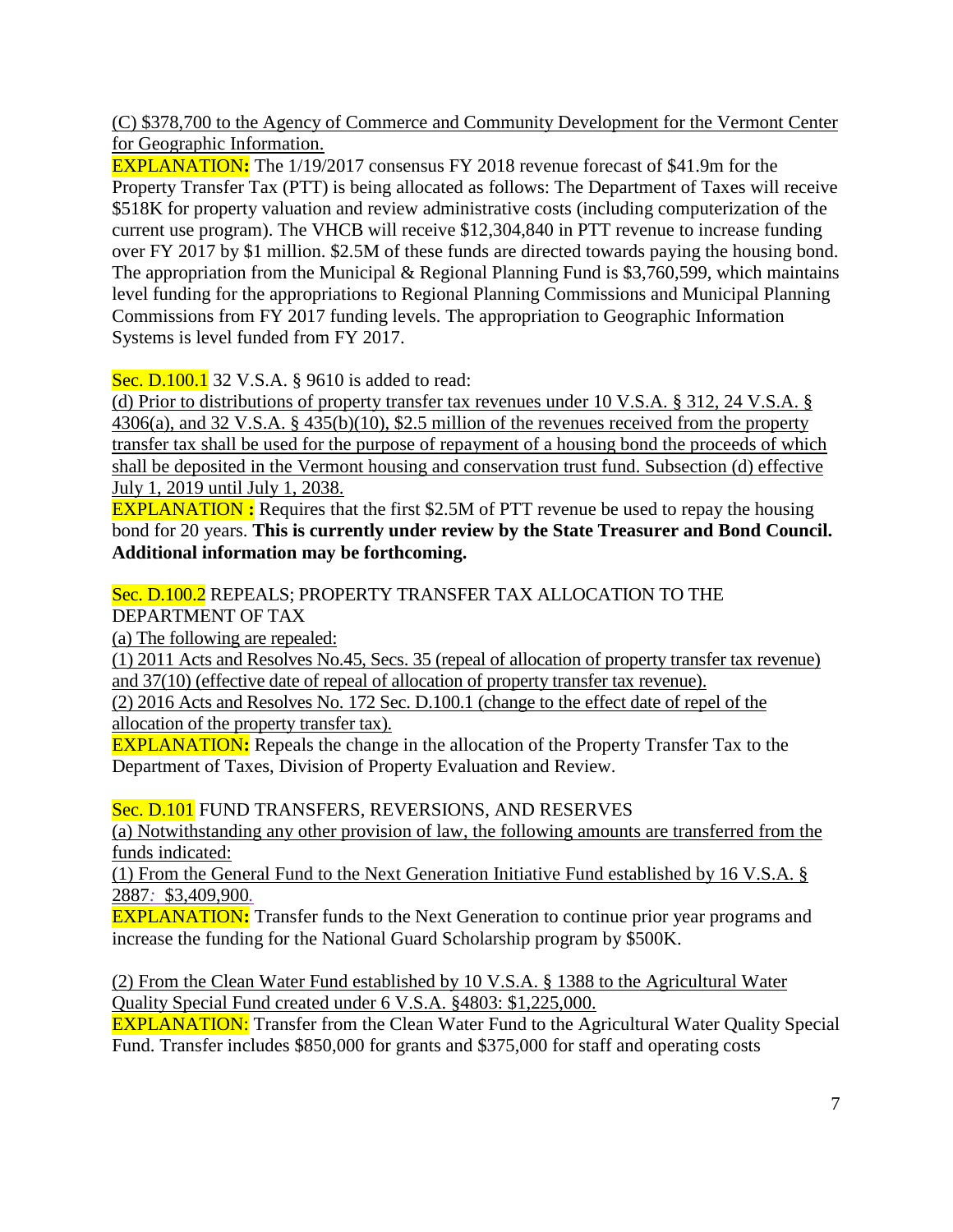(C) $378,700 to the Agency of Commerce and Community Development for the Vermont Center for Geographic Information.

**EXPLANATION:** The 1/19/2017 consensus FY 2018 revenue forecast of $41.9m for the Property Transfer Tax (PTT) is being allocated as follows: The Department of Taxes will receive $518K for property valuation and review administrative costs (including computerization of the current use program). The VHCB will receive $12,304,840 in PTT revenue to increase funding over FY 2017 by $1 million. $2.5M of these funds are directed towards paying the housing bond. The appropriation from the Municipal & Regional Planning Fund is $3,760,599, which maintains level funding for the appropriations to Regional Planning Commissions and Municipal Planning Commissions from FY 2017 funding levels. The appropriation to Geographic Information Systems is level funded from FY 2017.

Sec. D.100.1 32 V.S.A. § 9610 is added to read:

(d) Prior to distributions of property transfer tax revenues under 10 V.S.A. § 312, 24 V.S.A. § 4306(a), and 32 V.S.A. § 435(b)(10), $2.5 million of the revenues received from the property transfer tax shall be used for the purpose of repayment of a housing bond the proceeds of which shall be deposited in the Vermont housing and conservation trust fund. Subsection (d) effective July 1, 2019 until July 1, 2038.

**EXPLANATION :** Requires that the first $2.5M of PTT revenue be used to repay the housing bond for 20 years. **This is currently under review by the State Treasurer and Bond Council. Additional information may be forthcoming.**

Sec. D.100.2 REPEALS; PROPERTY TRANSFER TAX ALLOCATION TO THE DEPARTMENT OF TAX

(a) The following are repealed:

(1) 2011 Acts and Resolves No.45, Secs. 35 (repeal of allocation of property transfer tax revenue) and 37(10) (effective date of repeal of allocation of property transfer tax revenue).

(2) 2016 Acts and Resolves No. 172 Sec. D.100.1 (change to the effect date of repel of the allocation of the property transfer tax).

**EXPLANATION:** Repeals the change in the allocation of the Property Transfer Tax to the Department of Taxes, Division of Property Evaluation and Review.

Sec. D.101 FUND TRANSFERS, REVERSIONS, AND RESERVES

(a) Notwithstanding any other provision of law, the following amounts are transferred from the funds indicated:

(1) From the General Fund to the Next Generation Initiative Fund established by 16 V.S.A. § 2887: $3,409,900.

**EXPLANATION:** Transfer funds to the Next Generation to continue prior year programs and increase the funding for the National Guard Scholarship program by $500K.

(2) From the Clean Water Fund established by 10 V.S.A. § 1388 to the Agricultural Water Quality Special Fund created under 6 V.S.A. §4803: $1,225,000.

**EXPLANATION:** Transfer from the Clean Water Fund to the Agricultural Water Quality Special Fund. Transfer includes $850,000 for grants and $375,000 for staff and operating costs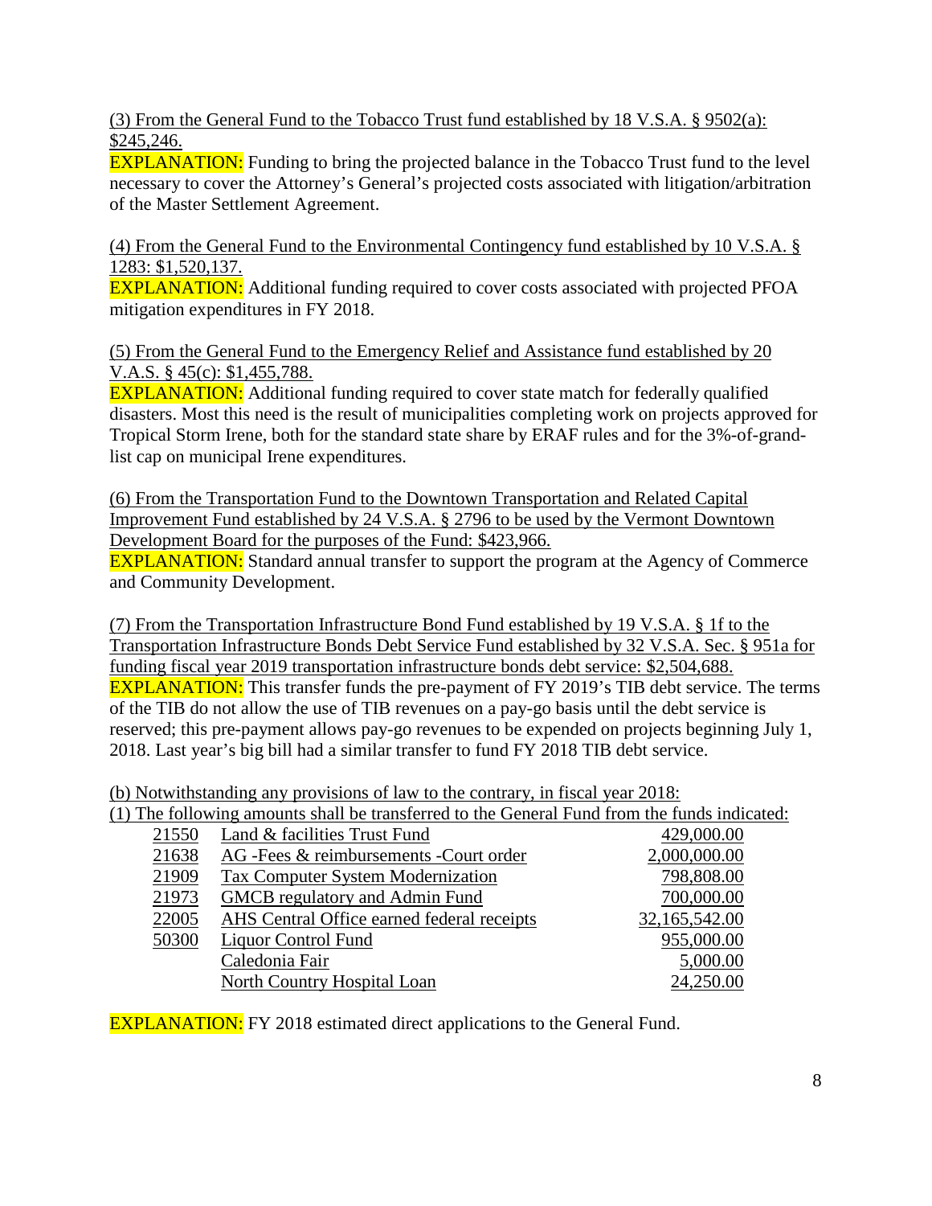(3) From the General Fund to the Tobacco Trust fund established by 18 V.S.A. § 9502(a): $245,246.

**EXPLANATION:** Funding to bring the projected balance in the Tobacco Trust fund to the level necessary to cover the Attorney's General's projected costs associated with litigation/arbitration of the Master Settlement Agreement.

(4) From the General Fund to the Environmental Contingency fund established by 10 V.S.A. § 1283: $1,520,137.

**EXPLANATION:** Additional funding required to cover costs associated with projected PFOA mitigation expenditures in FY 2018.

(5) From the General Fund to the Emergency Relief and Assistance fund established by 20 V.A.S. § 45(c): $1,455,788.

**EXPLANATION:** Additional funding required to cover state match for federally qualified disasters. Most this need is the result of municipalities completing work on projects approved for Tropical Storm Irene, both for the standard state share by ERAF rules and for the 3%-of-grand-list cap on municipal Irene expenditures.

(6) From the Transportation Fund to the Downtown Transportation and Related Capital Improvement Fund established by 24 V.S.A. § 2796 to be used by the Vermont Downtown Development Board for the purposes of the Fund: $423,966.

**EXPLANATION:** Standard annual transfer to support the program at the Agency of Commerce and Community Development.

(7) From the Transportation Infrastructure Bond Fund established by 19 V.S.A. § 1f to the Transportation Infrastructure Bonds Debt Service Fund established by 32 V.S.A. Sec. § 951a for funding fiscal year 2019 transportation infrastructure bonds debt service: $2,504,688.

**EXPLANATION:** This transfer funds the pre-payment of FY 2019's TIB debt service. The terms of the TIB do not allow the use of TIB revenues on a pay-go basis until the debt service is reserved; this pre-payment allows pay-go revenues to be expended on projects beginning July 1, 2018. Last year's big bill had a similar transfer to fund FY 2018 TIB debt service.

(b) Notwithstanding any provisions of law to the contrary, in fiscal year 2018:

(1) The following amounts shall be transferred to the General Fund from the funds indicated:

| | | |
|---|---|---|
| 21550 | Land & facilities Trust Fund | 429,000.00 |
| 21638 | AG -Fees & reimbursements -Court order | 2,000,000.00 |
| 21909 | Tax Computer System Modernization | 798,808.00 |
| 21973 | GMCB regulatory and Admin Fund | 700,000.00 |
| 22005 | AHS Central Office earned federal receipts | 32,165,542.00 |
| 50300 | Liquor Control Fund | 955,000.00 |
| | Caledonia Fair | 5,000.00 |
| | North Country Hospital Loan | 24,250.00 |

**EXPLANATION:** FY 2018 estimated direct applications to the General Fund.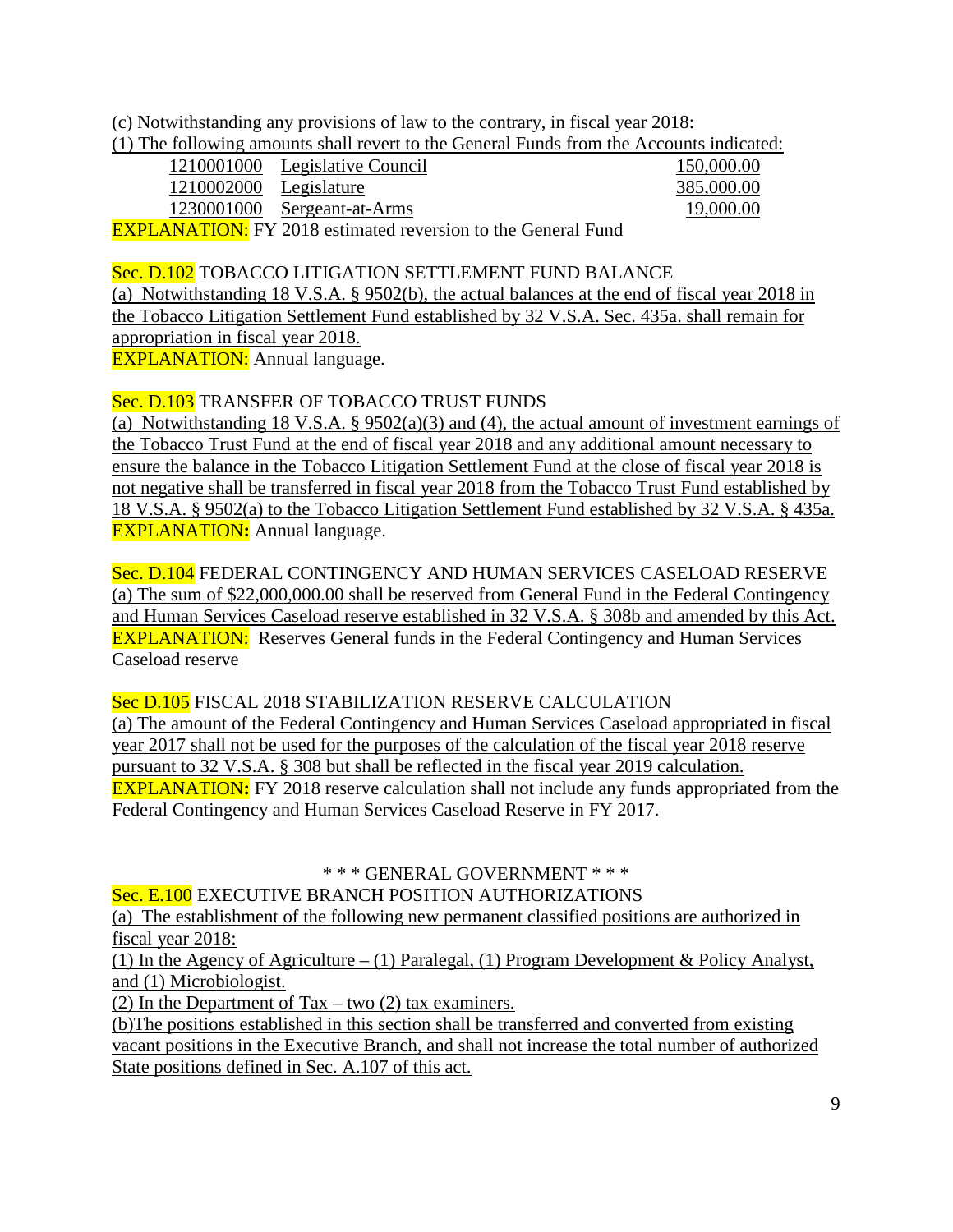(c) Notwithstanding any provisions of law to the contrary, in fiscal year 2018:

(1) The following amounts shall revert to the General Funds from the Accounts indicated:

| | | |
|---|---|---|
| 1210001000 | Legislative Council | 150,000.00 |
| 1210002000 | Legislature | 385,000.00 |
| 1230001000 | Sergeant-at-Arms | 19,000.00 |

EXPLANATION: FY 2018 estimated reversion to the General Fund

Sec. D.102 TOBACCO LITIGATION SETTLEMENT FUND BALANCE

(a) Notwithstanding 18 V.S.A. § 9502(b), the actual balances at the end of fiscal year 2018 in the Tobacco Litigation Settlement Fund established by 32 V.S.A. Sec. 435a. shall remain for appropriation in fiscal year 2018.

EXPLANATION: Annual language.

Sec. D.103 TRANSFER OF TOBACCO TRUST FUNDS

(a) Notwithstanding 18 V.S.A. § 9502(a)(3) and (4), the actual amount of investment earnings of the Tobacco Trust Fund at the end of fiscal year 2018 and any additional amount necessary to ensure the balance in the Tobacco Litigation Settlement Fund at the close of fiscal year 2018 is not negative shall be transferred in fiscal year 2018 from the Tobacco Trust Fund established by 18 V.S.A. § 9502(a) to the Tobacco Litigation Settlement Fund established by 32 V.S.A. § 435a.

**EXPLANATION:** Annual language.

Sec. D.104 FEDERAL CONTINGENCY AND HUMAN SERVICES CASELOAD RESERVE

(a) The sum of $22,000,000.00 shall be reserved from General Fund in the Federal Contingency and Human Services Caseload reserve established in 32 V.S.A. § 308b and amended by this Act.

EXPLANATION: Reserves General funds in the Federal Contingency and Human Services Caseload reserve

Sec D.105 FISCAL 2018 STABILIZATION RESERVE CALCULATION

(a) The amount of the Federal Contingency and Human Services Caseload appropriated in fiscal year 2017 shall not be used for the purposes of the calculation of the fiscal year 2018 reserve pursuant to 32 V.S.A. § 308 but shall be reflected in the fiscal year 2019 calculation.

**EXPLANATION:** FY 2018 reserve calculation shall not include any funds appropriated from the Federal Contingency and Human Services Caseload Reserve in FY 2017.

\* \* \* GENERAL GOVERNMENT \* \* \*

Sec. E.100 EXECUTIVE BRANCH POSITION AUTHORIZATIONS

(a) The establishment of the following new permanent classified positions are authorized in fiscal year 2018:

(1) In the Agency of Agriculture – (1) Paralegal, (1) Program Development & Policy Analyst, and (1) Microbiologist.

(2) In the Department of Tax – two (2) tax examiners.

(b)The positions established in this section shall be transferred and converted from existing vacant positions in the Executive Branch, and shall not increase the total number of authorized State positions defined in Sec. A.107 of this act.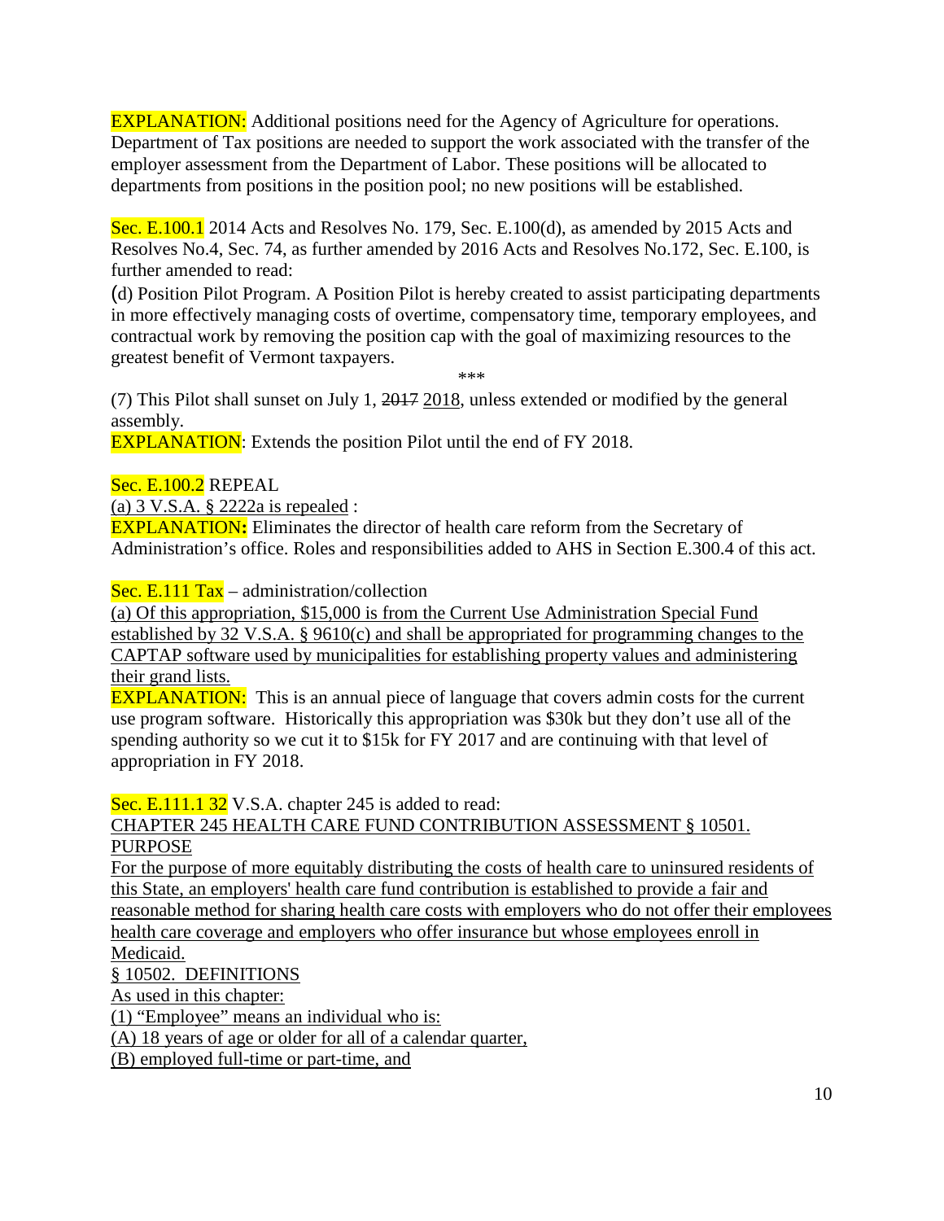EXPLANATION: Additional positions need for the Agency of Agriculture for operations. Department of Tax positions are needed to support the work associated with the transfer of the employer assessment from the Department of Labor. These positions will be allocated to departments from positions in the position pool; no new positions will be established.

Sec. E.100.1 2014 Acts and Resolves No. 179, Sec. E.100(d), as amended by 2015 Acts and Resolves No.4, Sec. 74, as further amended by 2016 Acts and Resolves No.172, Sec. E.100, is further amended to read:

(d) Position Pilot Program. A Position Pilot is hereby created to assist participating departments in more effectively managing costs of overtime, compensatory time, temporary employees, and contractual work by removing the position cap with the goal of maximizing resources to the greatest benefit of Vermont taxpayers.

\*\*\*

(7) This Pilot shall sunset on July 1, ~~2017~~ <u>2018</u>, unless extended or modified by the general assembly.

EXPLANATION: Extends the position Pilot until the end of FY 2018.

Sec. E.100.2 REPEAL

<u>(a) 3 V.S.A. § 2222a is repealed</u> :

EXPLANATION**:** Eliminates the director of health care reform from the Secretary of Administration's office. Roles and responsibilities added to AHS in Section E.300.4 of this act.

Sec. E.111 Tax – administration/collection

<u>(a) Of this appropriation, $15,000 is from the Current Use Administration Special Fund established by 32 V.S.A. § 9610(c) and shall be appropriated for programming changes to the CAPTAP software used by municipalities for establishing property values and administering their grand lists.</u>

EXPLANATION: This is an annual piece of language that covers admin costs for the current use program software. Historically this appropriation was $30k but they don't use all of the spending authority so we cut it to $15k for FY 2017 and are continuing with that level of appropriation in FY 2018.

Sec. E.111.1 32 V.S.A. chapter 245 is added to read:

<u>CHAPTER 245 HEALTH CARE FUND CONTRIBUTION ASSESSMENT § 10501. PURPOSE</u>

<u>For the purpose of more equitably distributing the costs of health care to uninsured residents of this State, an employers' health care fund contribution is established to provide a fair and reasonable method for sharing health care costs with employers who do not offer their employees health care coverage and employers who offer insurance but whose employees enroll in Medicaid.</u>

<u>§ 10502. DEFINITIONS</u>

<u>As used in this chapter:</u>

<u>(1) "Employee" means an individual who is:</u>

<u>(A) 18 years of age or older for all of a calendar quarter,</u>

<u>(B) employed full-time or part-time, and</u>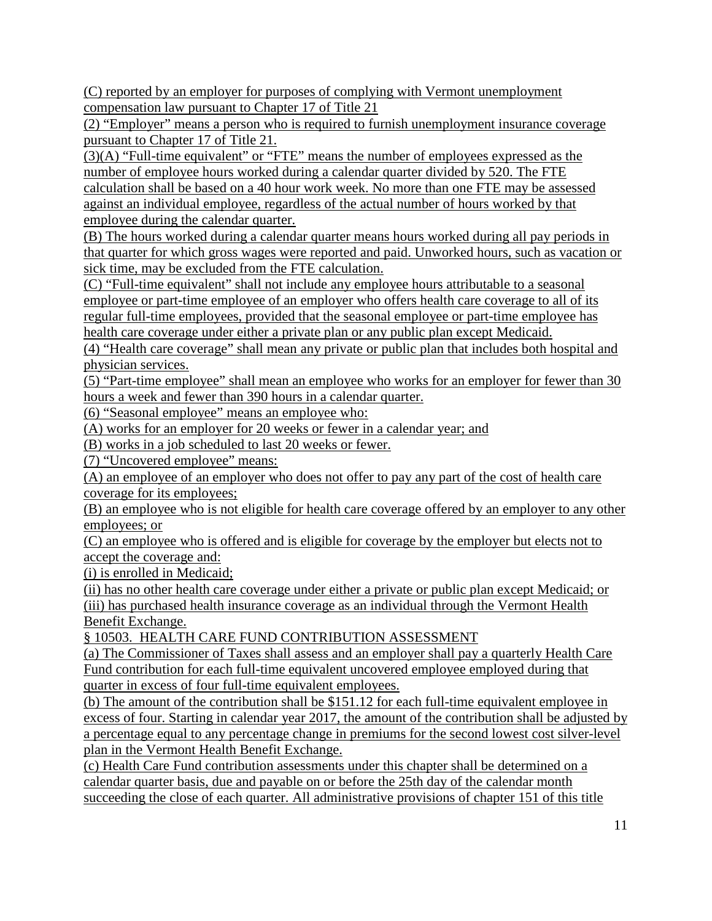(C) reported by an employer for purposes of complying with Vermont unemployment compensation law pursuant to Chapter 17 of Title 21

(2) "Employer" means a person who is required to furnish unemployment insurance coverage pursuant to Chapter 17 of Title 21.

(3)(A) "Full-time equivalent" or "FTE" means the number of employees expressed as the number of employee hours worked during a calendar quarter divided by 520. The FTE calculation shall be based on a 40 hour work week. No more than one FTE may be assessed against an individual employee, regardless of the actual number of hours worked by that employee during the calendar quarter.

(B) The hours worked during a calendar quarter means hours worked during all pay periods in that quarter for which gross wages were reported and paid. Unworked hours, such as vacation or sick time, may be excluded from the FTE calculation.

(C) "Full-time equivalent" shall not include any employee hours attributable to a seasonal employee or part-time employee of an employer who offers health care coverage to all of its regular full-time employees, provided that the seasonal employee or part-time employee has health care coverage under either a private plan or any public plan except Medicaid.

(4) "Health care coverage" shall mean any private or public plan that includes both hospital and physician services.

(5) "Part-time employee" shall mean an employee who works for an employer for fewer than 30 hours a week and fewer than 390 hours in a calendar quarter.

(6) "Seasonal employee" means an employee who:

(A) works for an employer for 20 weeks or fewer in a calendar year; and

(B) works in a job scheduled to last 20 weeks or fewer.

(7) "Uncovered employee" means:

(A) an employee of an employer who does not offer to pay any part of the cost of health care coverage for its employees;

(B) an employee who is not eligible for health care coverage offered by an employer to any other employees; or

(C) an employee who is offered and is eligible for coverage by the employer but elects not to accept the coverage and:

(i) is enrolled in Medicaid;

(ii) has no other health care coverage under either a private or public plan except Medicaid; or

(iii) has purchased health insurance coverage as an individual through the Vermont Health Benefit Exchange.

§ 10503. HEALTH CARE FUND CONTRIBUTION ASSESSMENT

(a) The Commissioner of Taxes shall assess and an employer shall pay a quarterly Health Care Fund contribution for each full-time equivalent uncovered employee employed during that quarter in excess of four full-time equivalent employees.

(b) The amount of the contribution shall be $151.12 for each full-time equivalent employee in excess of four. Starting in calendar year 2017, the amount of the contribution shall be adjusted by a percentage equal to any percentage change in premiums for the second lowest cost silver-level plan in the Vermont Health Benefit Exchange.

(c) Health Care Fund contribution assessments under this chapter shall be determined on a calendar quarter basis, due and payable on or before the 25th day of the calendar month succeeding the close of each quarter. All administrative provisions of chapter 151 of this title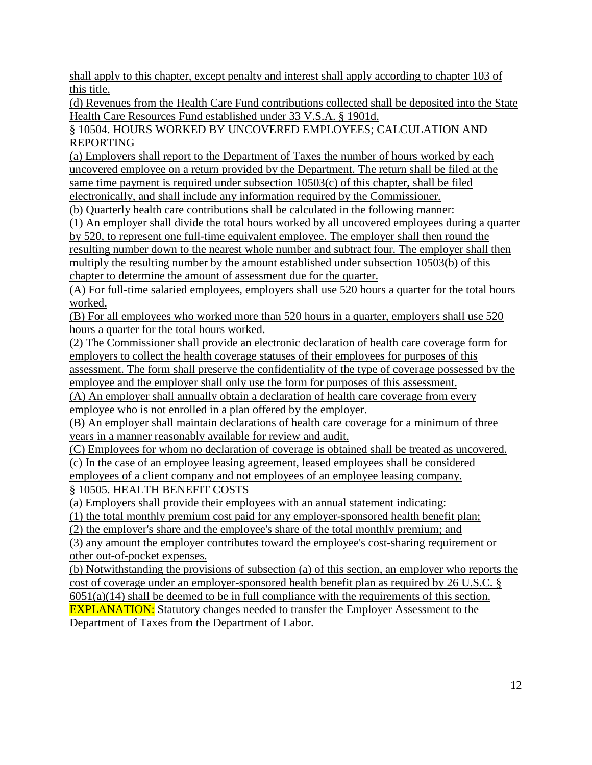shall apply to this chapter, except penalty and interest shall apply according to chapter 103 of this title.

(d) Revenues from the Health Care Fund contributions collected shall be deposited into the State Health Care Resources Fund established under 33 V.S.A. § 1901d.

§ 10504. HOURS WORKED BY UNCOVERED EMPLOYEES; CALCULATION AND REPORTING

(a) Employers shall report to the Department of Taxes the number of hours worked by each uncovered employee on a return provided by the Department. The return shall be filed at the same time payment is required under subsection 10503(c) of this chapter, shall be filed electronically, and shall include any information required by the Commissioner.

(b) Quarterly health care contributions shall be calculated in the following manner:

(1) An employer shall divide the total hours worked by all uncovered employees during a quarter by 520, to represent one full-time equivalent employee. The employer shall then round the resulting number down to the nearest whole number and subtract four. The employer shall then multiply the resulting number by the amount established under subsection 10503(b) of this chapter to determine the amount of assessment due for the quarter.

(A) For full-time salaried employees, employers shall use 520 hours a quarter for the total hours worked.

(B) For all employees who worked more than 520 hours in a quarter, employers shall use 520 hours a quarter for the total hours worked.

(2) The Commissioner shall provide an electronic declaration of health care coverage form for employers to collect the health coverage statuses of their employees for purposes of this assessment. The form shall preserve the confidentiality of the type of coverage possessed by the employee and the employer shall only use the form for purposes of this assessment.

(A) An employer shall annually obtain a declaration of health care coverage from every employee who is not enrolled in a plan offered by the employer.

(B) An employer shall maintain declarations of health care coverage for a minimum of three years in a manner reasonably available for review and audit.

(C) Employees for whom no declaration of coverage is obtained shall be treated as uncovered.

(c) In the case of an employee leasing agreement, leased employees shall be considered employees of a client company and not employees of an employee leasing company.

§ 10505. HEALTH BENEFIT COSTS

(a) Employers shall provide their employees with an annual statement indicating:

(1) the total monthly premium cost paid for any employer-sponsored health benefit plan;

(2) the employer's share and the employee's share of the total monthly premium; and

(3) any amount the employer contributes toward the employee's cost-sharing requirement or other out-of-pocket expenses.

(b) Notwithstanding the provisions of subsection (a) of this section, an employer who reports the cost of coverage under an employer-sponsored health benefit plan as required by 26 U.S.C. § 6051(a)(14) shall be deemed to be in full compliance with the requirements of this section.

EXPLANATION: Statutory changes needed to transfer the Employer Assessment to the Department of Taxes from the Department of Labor.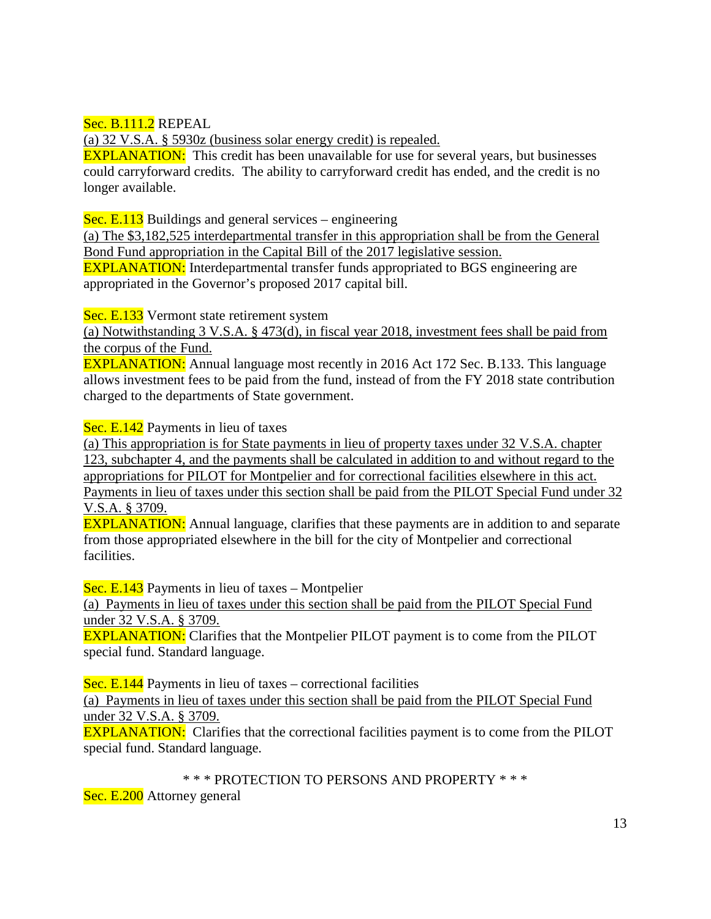Sec. B.111.2 REPEAL

(a) 32 V.S.A. § 5930z (business solar energy credit) is repealed.

EXPLANATION: This credit has been unavailable for use for several years, but businesses could carryforward credits. The ability to carryforward credit has ended, and the credit is no longer available.

Sec. E.113 Buildings and general services – engineering

(a) The $3,182,525 interdepartmental transfer in this appropriation shall be from the General Bond Fund appropriation in the Capital Bill of the 2017 legislative session.

EXPLANATION: Interdepartmental transfer funds appropriated to BGS engineering are appropriated in the Governor's proposed 2017 capital bill.

Sec. E.133 Vermont state retirement system

(a) Notwithstanding 3 V.S.A. § 473(d), in fiscal year 2018, investment fees shall be paid from the corpus of the Fund.

EXPLANATION: Annual language most recently in 2016 Act 172 Sec. B.133. This language allows investment fees to be paid from the fund, instead of from the FY 2018 state contribution charged to the departments of State government.

Sec. E.142 Payments in lieu of taxes

(a) This appropriation is for State payments in lieu of property taxes under 32 V.S.A. chapter 123, subchapter 4, and the payments shall be calculated in addition to and without regard to the appropriations for PILOT for Montpelier and for correctional facilities elsewhere in this act. Payments in lieu of taxes under this section shall be paid from the PILOT Special Fund under 32 V.S.A. § 3709.

EXPLANATION: Annual language, clarifies that these payments are in addition to and separate from those appropriated elsewhere in the bill for the city of Montpelier and correctional facilities.

Sec. E.143 Payments in lieu of taxes – Montpelier

(a) Payments in lieu of taxes under this section shall be paid from the PILOT Special Fund under 32 V.S.A. § 3709.

EXPLANATION: Clarifies that the Montpelier PILOT payment is to come from the PILOT special fund. Standard language.

Sec. E.144 Payments in lieu of taxes – correctional facilities

(a) Payments in lieu of taxes under this section shall be paid from the PILOT Special Fund under 32 V.S.A. § 3709.

EXPLANATION: Clarifies that the correctional facilities payment is to come from the PILOT special fund. Standard language.

\* \* \* PROTECTION TO PERSONS AND PROPERTY \* \* \*

Sec. E.200 Attorney general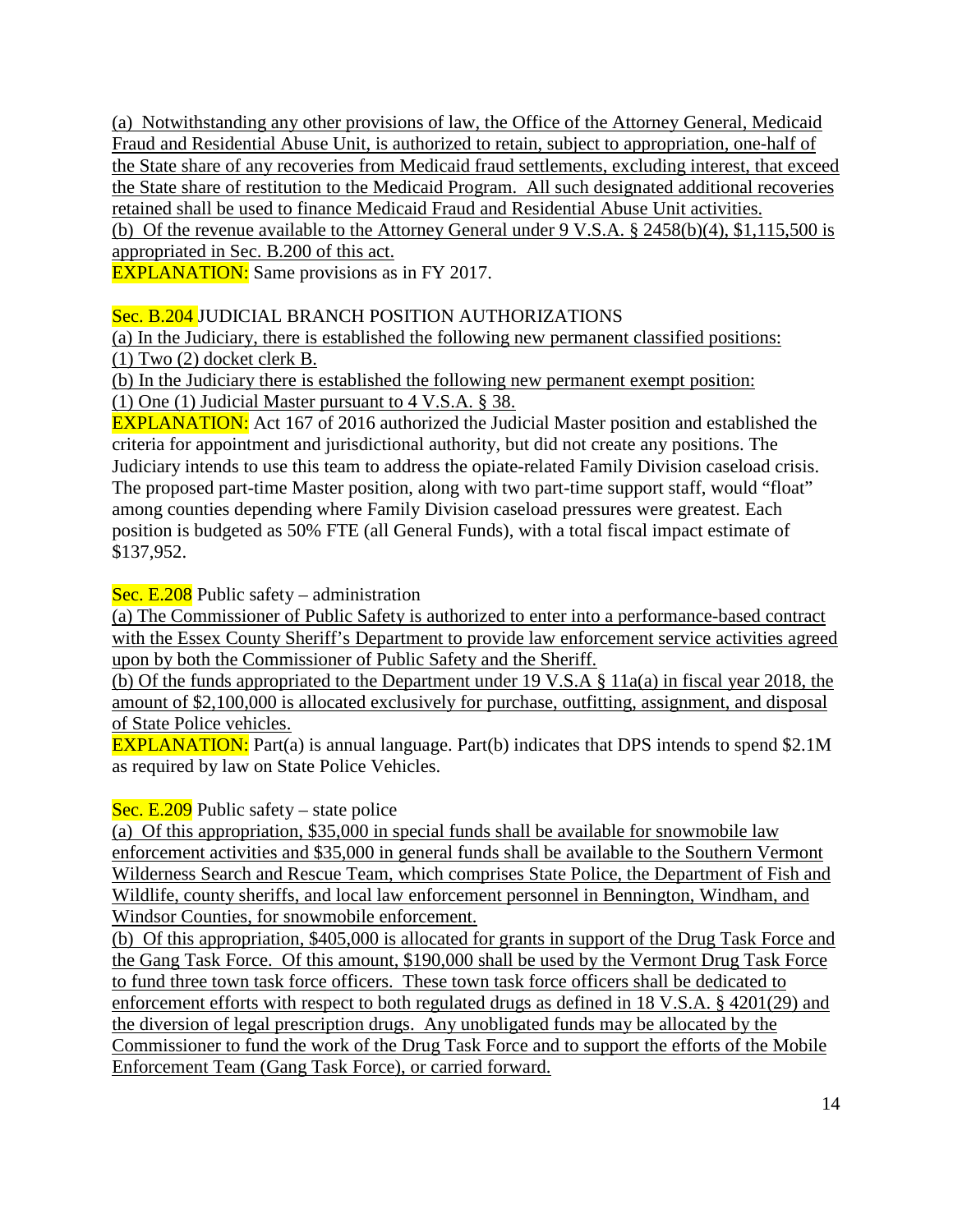(a) Notwithstanding any other provisions of law, the Office of the Attorney General, Medicaid Fraud and Residential Abuse Unit, is authorized to retain, subject to appropriation, one-half of the State share of any recoveries from Medicaid fraud settlements, excluding interest, that exceed the State share of restitution to the Medicaid Program. All such designated additional recoveries retained shall be used to finance Medicaid Fraud and Residential Abuse Unit activities.
(b) Of the revenue available to the Attorney General under 9 V.S.A. § 2458(b)(4), $1,115,500 is appropriated in Sec. B.200 of this act.
EXPLANATION: Same provisions as in FY 2017.

Sec. B.204 JUDICIAL BRANCH POSITION AUTHORIZATIONS
(a) In the Judiciary, there is established the following new permanent classified positions:
(1) Two (2) docket clerk B.
(b) In the Judiciary there is established the following new permanent exempt position:
(1) One (1) Judicial Master pursuant to 4 V.S.A. § 38.
EXPLANATION: Act 167 of 2016 authorized the Judicial Master position and established the criteria for appointment and jurisdictional authority, but did not create any positions. The Judiciary intends to use this team to address the opiate-related Family Division caseload crisis. The proposed part-time Master position, along with two part-time support staff, would "float" among counties depending where Family Division caseload pressures were greatest. Each position is budgeted as 50% FTE (all General Funds), with a total fiscal impact estimate of $137,952.

Sec. E.208 Public safety – administration
(a) The Commissioner of Public Safety is authorized to enter into a performance-based contract with the Essex County Sheriff's Department to provide law enforcement service activities agreed upon by both the Commissioner of Public Safety and the Sheriff.
(b) Of the funds appropriated to the Department under 19 V.S.A § 11a(a) in fiscal year 2018, the amount of $2,100,000 is allocated exclusively for purchase, outfitting, assignment, and disposal of State Police vehicles.
EXPLANATION: Part(a) is annual language. Part(b) indicates that DPS intends to spend $2.1M as required by law on State Police Vehicles.

Sec. E.209 Public safety – state police
(a) Of this appropriation, $35,000 in special funds shall be available for snowmobile law enforcement activities and $35,000 in general funds shall be available to the Southern Vermont Wilderness Search and Rescue Team, which comprises State Police, the Department of Fish and Wildlife, county sheriffs, and local law enforcement personnel in Bennington, Windham, and Windsor Counties, for snowmobile enforcement.
(b) Of this appropriation, $405,000 is allocated for grants in support of the Drug Task Force and the Gang Task Force. Of this amount, $190,000 shall be used by the Vermont Drug Task Force to fund three town task force officers. These town task force officers shall be dedicated to enforcement efforts with respect to both regulated drugs as defined in 18 V.S.A. § 4201(29) and the diversion of legal prescription drugs. Any unobligated funds may be allocated by the Commissioner to fund the work of the Drug Task Force and to support the efforts of the Mobile Enforcement Team (Gang Task Force), or carried forward.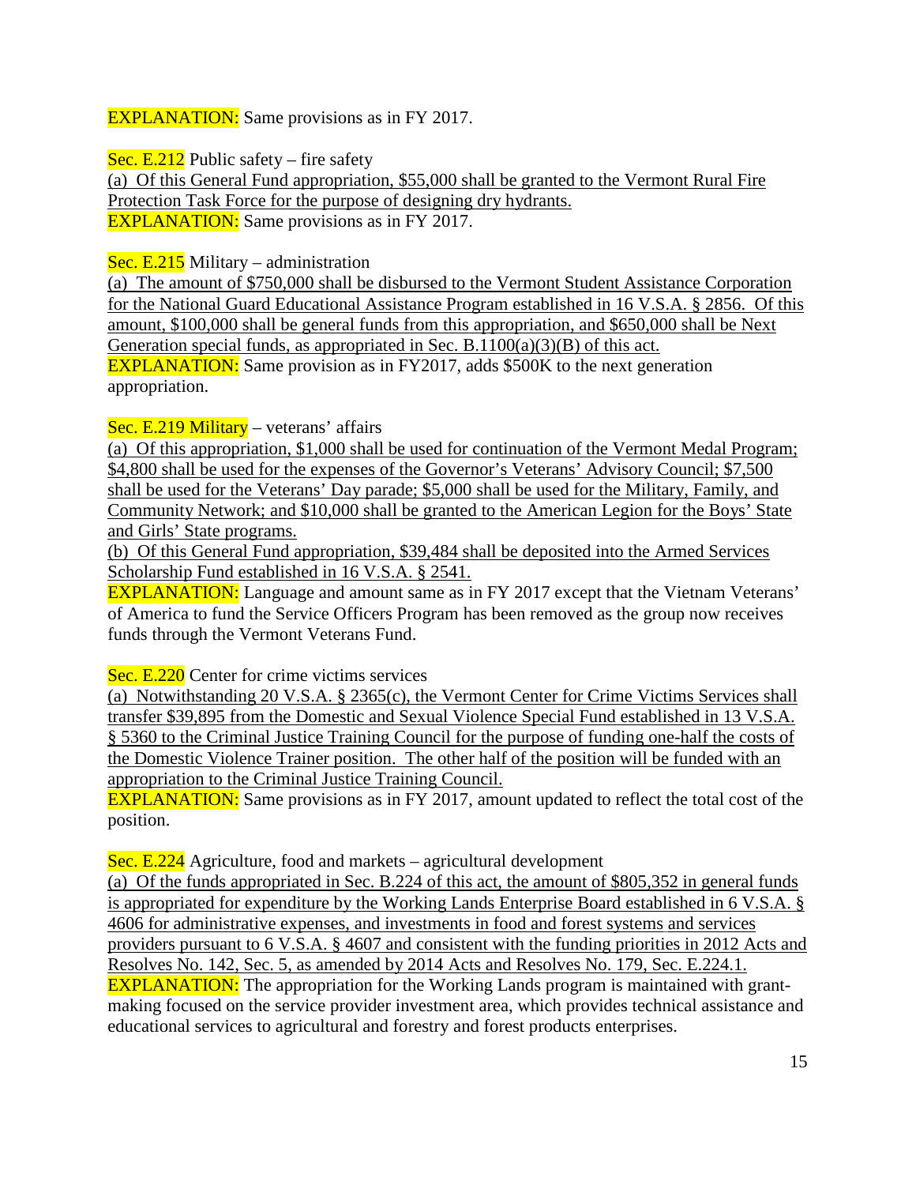EXPLANATION: Same provisions as in FY 2017.

Sec. E.212 Public safety – fire safety

(a) Of this General Fund appropriation, $55,000 shall be granted to the Vermont Rural Fire Protection Task Force for the purpose of designing dry hydrants.

EXPLANATION: Same provisions as in FY 2017.

Sec. E.215 Military – administration

(a) The amount of $750,000 shall be disbursed to the Vermont Student Assistance Corporation for the National Guard Educational Assistance Program established in 16 V.S.A. § 2856. Of this amount, $100,000 shall be general funds from this appropriation, and $650,000 shall be Next Generation special funds, as appropriated in Sec. B.1100(a)(3)(B) of this act.

EXPLANATION: Same provision as in FY2017, adds $500K to the next generation appropriation.

Sec. E.219 Military – veterans' affairs

(a) Of this appropriation, $1,000 shall be used for continuation of the Vermont Medal Program; $4,800 shall be used for the expenses of the Governor's Veterans' Advisory Council; $7,500 shall be used for the Veterans' Day parade; $5,000 shall be used for the Military, Family, and Community Network; and $10,000 shall be granted to the American Legion for the Boys' State and Girls' State programs.

(b) Of this General Fund appropriation, $39,484 shall be deposited into the Armed Services Scholarship Fund established in 16 V.S.A. § 2541.

EXPLANATION: Language and amount same as in FY 2017 except that the Vietnam Veterans' of America to fund the Service Officers Program has been removed as the group now receives funds through the Vermont Veterans Fund.

Sec. E.220 Center for crime victims services

(a) Notwithstanding 20 V.S.A. § 2365(c), the Vermont Center for Crime Victims Services shall transfer $39,895 from the Domestic and Sexual Violence Special Fund established in 13 V.S.A. § 5360 to the Criminal Justice Training Council for the purpose of funding one-half the costs of the Domestic Violence Trainer position. The other half of the position will be funded with an appropriation to the Criminal Justice Training Council.

EXPLANATION: Same provisions as in FY 2017, amount updated to reflect the total cost of the position.

Sec. E.224 Agriculture, food and markets – agricultural development

(a) Of the funds appropriated in Sec. B.224 of this act, the amount of $805,352 in general funds is appropriated for expenditure by the Working Lands Enterprise Board established in 6 V.S.A. § 4606 for administrative expenses, and investments in food and forest systems and services providers pursuant to 6 V.S.A. § 4607 and consistent with the funding priorities in 2012 Acts and Resolves No. 142, Sec. 5, as amended by 2014 Acts and Resolves No. 179, Sec. E.224.1.

EXPLANATION: The appropriation for the Working Lands program is maintained with grant-making focused on the service provider investment area, which provides technical assistance and educational services to agricultural and forestry and forest products enterprises.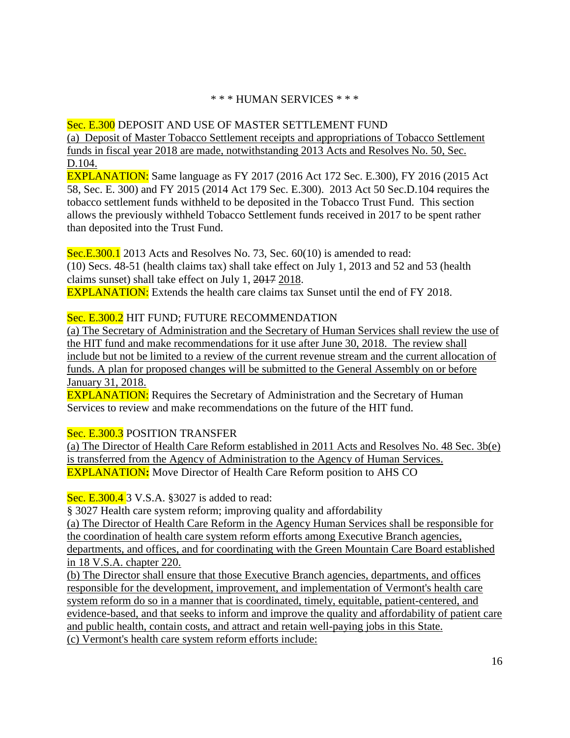\* \* \* HUMAN SERVICES \* \* \*

Sec. E.300 DEPOSIT AND USE OF MASTER SETTLEMENT FUND

(a) Deposit of Master Tobacco Settlement receipts and appropriations of Tobacco Settlement funds in fiscal year 2018 are made, notwithstanding 2013 Acts and Resolves No. 50, Sec. D.104.

EXPLANATION: Same language as FY 2017 (2016 Act 172 Sec. E.300), FY 2016 (2015 Act 58, Sec. E. 300) and FY 2015 (2014 Act 179 Sec. E.300). 2013 Act 50 Sec.D.104 requires the tobacco settlement funds withheld to be deposited in the Tobacco Trust Fund. This section allows the previously withheld Tobacco Settlement funds received in 2017 to be spent rather than deposited into the Trust Fund.

Sec.E.300.1 2013 Acts and Resolves No. 73, Sec. 60(10) is amended to read:

(10) Secs. 48-51 (health claims tax) shall take effect on July 1, 2013 and 52 and 53 (health claims sunset) shall take effect on July 1, ~~2017~~ 2018.

EXPLANATION: Extends the health care claims tax Sunset until the end of FY 2018.

Sec. E.300.2 HIT FUND; FUTURE RECOMMENDATION

(a) The Secretary of Administration and the Secretary of Human Services shall review the use of the HIT fund and make recommendations for it use after June 30, 2018. The review shall include but not be limited to a review of the current revenue stream and the current allocation of funds. A plan for proposed changes will be submitted to the General Assembly on or before January 31, 2018.

EXPLANATION: Requires the Secretary of Administration and the Secretary of Human Services to review and make recommendations on the future of the HIT fund.

Sec. E.300.3 POSITION TRANSFER

(a) The Director of Health Care Reform established in 2011 Acts and Resolves No. 48 Sec. 3b(e) is transferred from the Agency of Administration to the Agency of Human Services.

**EXPLANATION:** Move Director of Health Care Reform position to AHS CO

Sec. E.300.4 3 V.S.A. §3027 is added to read:

§ 3027 Health care system reform; improving quality and affordability

(a) The Director of Health Care Reform in the Agency Human Services shall be responsible for the coordination of health care system reform efforts among Executive Branch agencies, departments, and offices, and for coordinating with the Green Mountain Care Board established in 18 V.S.A. chapter 220.

(b) The Director shall ensure that those Executive Branch agencies, departments, and offices responsible for the development, improvement, and implementation of Vermont's health care system reform do so in a manner that is coordinated, timely, equitable, patient-centered, and evidence-based, and that seeks to inform and improve the quality and affordability of patient care and public health, contain costs, and attract and retain well-paying jobs in this State.

(c) Vermont's health care system reform efforts include: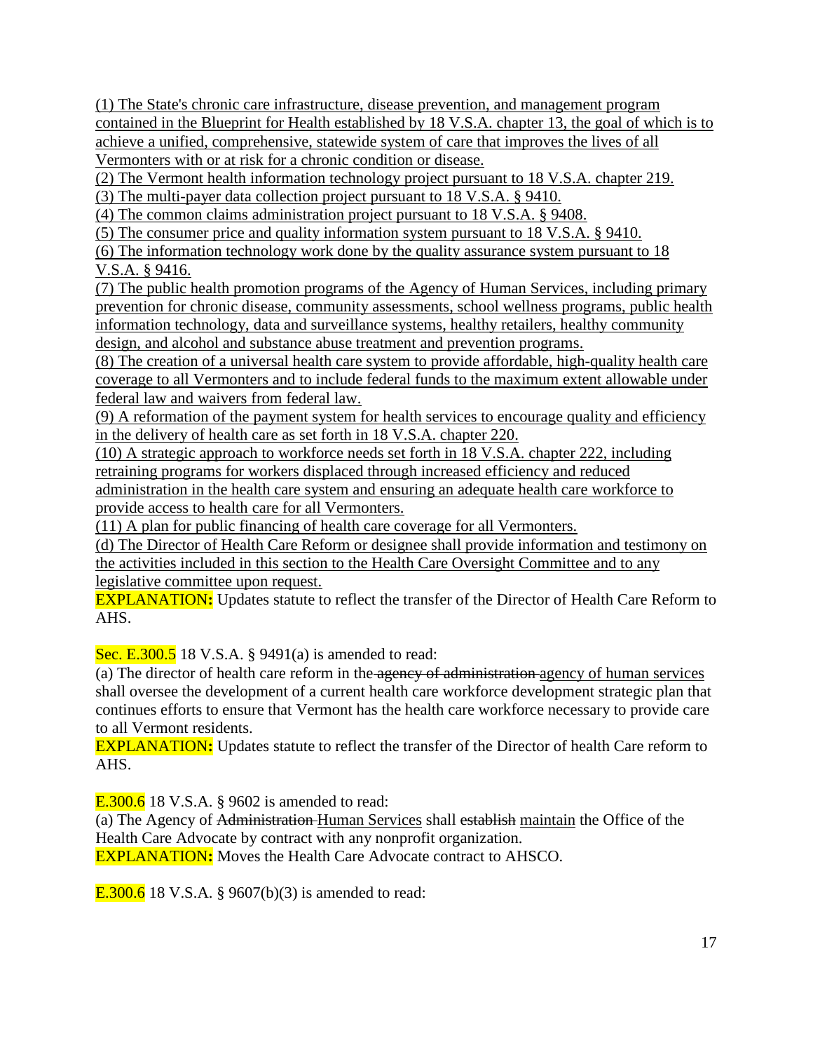(1) The State's chronic care infrastructure, disease prevention, and management program contained in the Blueprint for Health established by 18 V.S.A. chapter 13, the goal of which is to achieve a unified, comprehensive, statewide system of care that improves the lives of all Vermonters with or at risk for a chronic condition or disease.

(2) The Vermont health information technology project pursuant to 18 V.S.A. chapter 219.

(3) The multi-payer data collection project pursuant to 18 V.S.A. § 9410.

(4) The common claims administration project pursuant to 18 V.S.A. § 9408.

(5) The consumer price and quality information system pursuant to 18 V.S.A. § 9410.

(6) The information technology work done by the quality assurance system pursuant to 18 V.S.A. § 9416.

(7) The public health promotion programs of the Agency of Human Services, including primary prevention for chronic disease, community assessments, school wellness programs, public health information technology, data and surveillance systems, healthy retailers, healthy community design, and alcohol and substance abuse treatment and prevention programs.

(8) The creation of a universal health care system to provide affordable, high-quality health care coverage to all Vermonters and to include federal funds to the maximum extent allowable under federal law and waivers from federal law.

(9) A reformation of the payment system for health services to encourage quality and efficiency in the delivery of health care as set forth in 18 V.S.A. chapter 220.

(10) A strategic approach to workforce needs set forth in 18 V.S.A. chapter 222, including retraining programs for workers displaced through increased efficiency and reduced administration in the health care system and ensuring an adequate health care workforce to provide access to health care for all Vermonters.

(11) A plan for public financing of health care coverage for all Vermonters.

(d) The Director of Health Care Reform or designee shall provide information and testimony on the activities included in this section to the Health Care Oversight Committee and to any legislative committee upon request.

**EXPLANATION:** Updates statute to reflect the transfer of the Director of Health Care Reform to AHS.

Sec. E.300.5 18 V.S.A. § 9491(a) is amended to read:

(a) The director of health care reform in the ~~agency of administration~~ agency of human services shall oversee the development of a current health care workforce development strategic plan that continues efforts to ensure that Vermont has the health care workforce necessary to provide care to all Vermont residents.

**EXPLANATION:** Updates statute to reflect the transfer of the Director of health Care reform to AHS.

E.300.6 18 V.S.A. § 9602 is amended to read:

(a) The Agency of ~~Administration~~ Human Services shall ~~establish~~ maintain the Office of the Health Care Advocate by contract with any nonprofit organization.

**EXPLANATION:** Moves the Health Care Advocate contract to AHSCO.

E.300.6 18 V.S.A. § 9607(b)(3) is amended to read: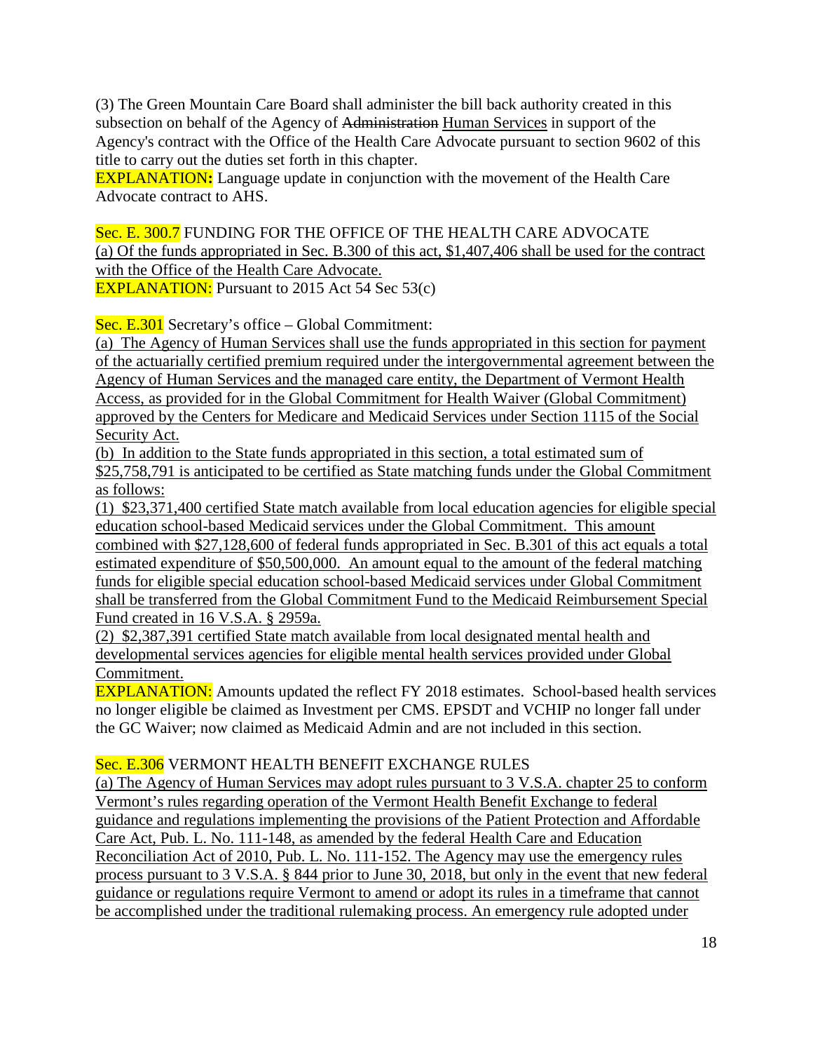(3) The Green Mountain Care Board shall administer the bill back authority created in this subsection on behalf of the Agency of ~~Administration~~ Human Services in support of the Agency's contract with the Office of the Health Care Advocate pursuant to section 9602 of this title to carry out the duties set forth in this chapter.

**EXPLANATION:** Language update in conjunction with the movement of the Health Care Advocate contract to AHS.

Sec. E. 300.7 FUNDING FOR THE OFFICE OF THE HEALTH CARE ADVOCATE

(a) Of the funds appropriated in Sec. B.300 of this act, $1,407,406 shall be used for the contract with the Office of the Health Care Advocate.

EXPLANATION: Pursuant to 2015 Act 54 Sec 53(c)

Sec. E.301 Secretary's office – Global Commitment:

(a) The Agency of Human Services shall use the funds appropriated in this section for payment of the actuarially certified premium required under the intergovernmental agreement between the Agency of Human Services and the managed care entity, the Department of Vermont Health Access, as provided for in the Global Commitment for Health Waiver (Global Commitment) approved by the Centers for Medicare and Medicaid Services under Section 1115 of the Social Security Act.

(b) In addition to the State funds appropriated in this section, a total estimated sum of $25,758,791 is anticipated to be certified as State matching funds under the Global Commitment as follows:

(1) $23,371,400 certified State match available from local education agencies for eligible special education school-based Medicaid services under the Global Commitment. This amount combined with $27,128,600 of federal funds appropriated in Sec. B.301 of this act equals a total estimated expenditure of $50,500,000. An amount equal to the amount of the federal matching funds for eligible special education school-based Medicaid services under Global Commitment shall be transferred from the Global Commitment Fund to the Medicaid Reimbursement Special Fund created in 16 V.S.A. § 2959a.

(2) $2,387,391 certified State match available from local designated mental health and developmental services agencies for eligible mental health services provided under Global Commitment.

EXPLANATION: Amounts updated the reflect FY 2018 estimates. School-based health services no longer eligible be claimed as Investment per CMS. EPSDT and VCHIP no longer fall under the GC Waiver; now claimed as Medicaid Admin and are not included in this section.

Sec. E.306 VERMONT HEALTH BENEFIT EXCHANGE RULES

(a) The Agency of Human Services may adopt rules pursuant to 3 V.S.A. chapter 25 to conform Vermont's rules regarding operation of the Vermont Health Benefit Exchange to federal guidance and regulations implementing the provisions of the Patient Protection and Affordable Care Act, Pub. L. No. 111-148, as amended by the federal Health Care and Education Reconciliation Act of 2010, Pub. L. No. 111-152. The Agency may use the emergency rules process pursuant to 3 V.S.A. § 844 prior to June 30, 2018, but only in the event that new federal guidance or regulations require Vermont to amend or adopt its rules in a timeframe that cannot be accomplished under the traditional rulemaking process. An emergency rule adopted under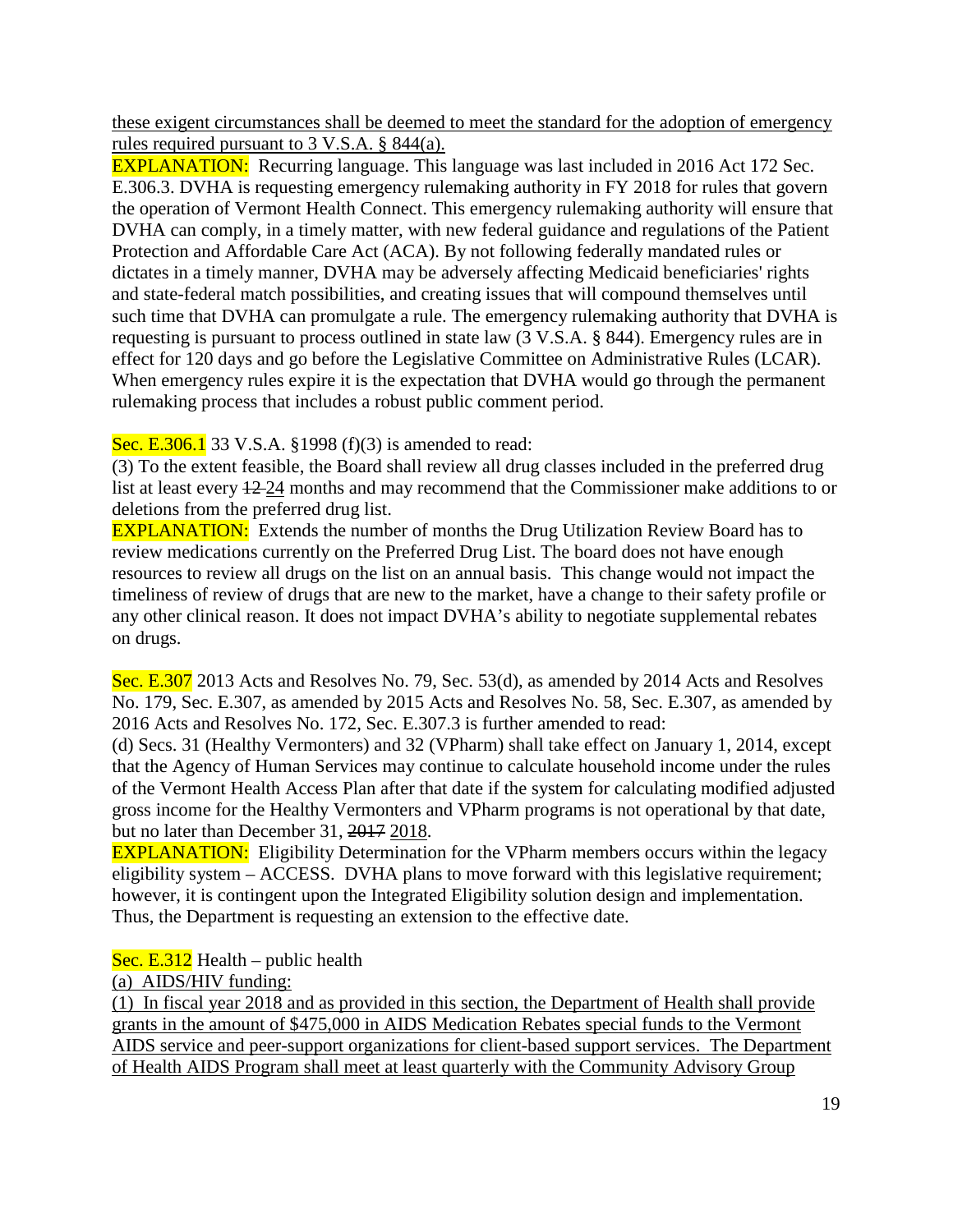these exigent circumstances shall be deemed to meet the standard for the adoption of emergency rules required pursuant to 3 V.S.A. § 844(a).

EXPLANATION: Recurring language. This language was last included in 2016 Act 172 Sec. E.306.3. DVHA is requesting emergency rulemaking authority in FY 2018 for rules that govern the operation of Vermont Health Connect. This emergency rulemaking authority will ensure that DVHA can comply, in a timely matter, with new federal guidance and regulations of the Patient Protection and Affordable Care Act (ACA). By not following federally mandated rules or dictates in a timely manner, DVHA may be adversely affecting Medicaid beneficiaries' rights and state-federal match possibilities, and creating issues that will compound themselves until such time that DVHA can promulgate a rule. The emergency rulemaking authority that DVHA is requesting is pursuant to process outlined in state law (3 V.S.A. § 844). Emergency rules are in effect for 120 days and go before the Legislative Committee on Administrative Rules (LCAR). When emergency rules expire it is the expectation that DVHA would go through the permanent rulemaking process that includes a robust public comment period.

Sec. E.306.1 33 V.S.A. §1998 (f)(3) is amended to read:

(3) To the extent feasible, the Board shall review all drug classes included in the preferred drug list at least every ~~12~~ 24 months and may recommend that the Commissioner make additions to or deletions from the preferred drug list.

EXPLANATION: Extends the number of months the Drug Utilization Review Board has to review medications currently on the Preferred Drug List. The board does not have enough resources to review all drugs on the list on an annual basis. This change would not impact the timeliness of review of drugs that are new to the market, have a change to their safety profile or any other clinical reason. It does not impact DVHA's ability to negotiate supplemental rebates on drugs.

Sec. E.307 2013 Acts and Resolves No. 79, Sec. 53(d), as amended by 2014 Acts and Resolves No. 179, Sec. E.307, as amended by 2015 Acts and Resolves No. 58, Sec. E.307, as amended by 2016 Acts and Resolves No. 172, Sec. E.307.3 is further amended to read:

(d) Secs. 31 (Healthy Vermonters) and 32 (VPharm) shall take effect on January 1, 2014, except that the Agency of Human Services may continue to calculate household income under the rules of the Vermont Health Access Plan after that date if the system for calculating modified adjusted gross income for the Healthy Vermonters and VPharm programs is not operational by that date, but no later than December 31, ~~2017~~ 2018.

EXPLANATION: Eligibility Determination for the VPharm members occurs within the legacy eligibility system – ACCESS. DVHA plans to move forward with this legislative requirement; however, it is contingent upon the Integrated Eligibility solution design and implementation. Thus, the Department is requesting an extension to the effective date.

Sec. E.312 Health – public health

(a) AIDS/HIV funding:

(1) In fiscal year 2018 and as provided in this section, the Department of Health shall provide grants in the amount of $475,000 in AIDS Medication Rebates special funds to the Vermont AIDS service and peer-support organizations for client-based support services. The Department of Health AIDS Program shall meet at least quarterly with the Community Advisory Group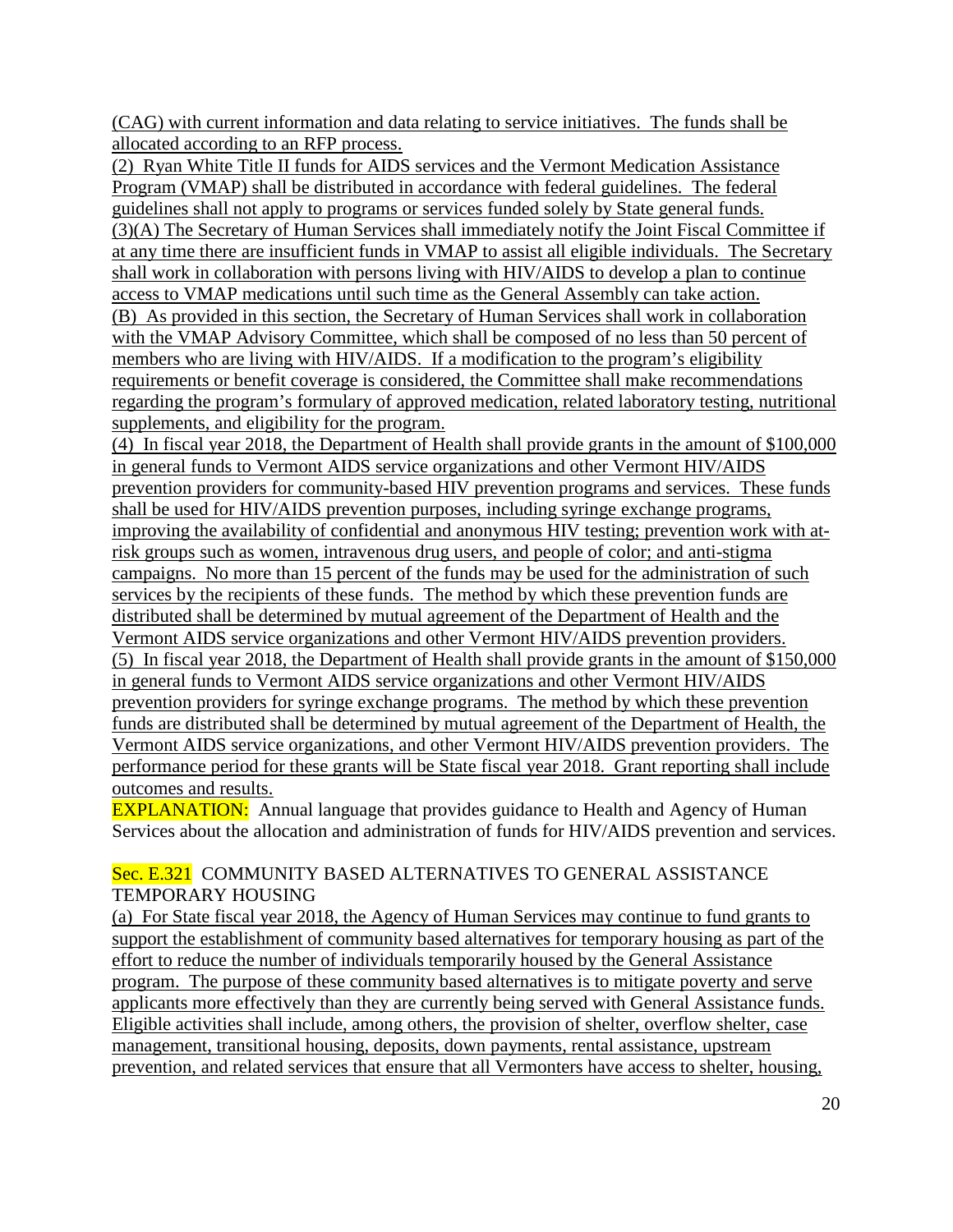(CAG) with current information and data relating to service initiatives. The funds shall be allocated according to an RFP process.

(2) Ryan White Title II funds for AIDS services and the Vermont Medication Assistance Program (VMAP) shall be distributed in accordance with federal guidelines. The federal guidelines shall not apply to programs or services funded solely by State general funds.

(3)(A) The Secretary of Human Services shall immediately notify the Joint Fiscal Committee if at any time there are insufficient funds in VMAP to assist all eligible individuals. The Secretary shall work in collaboration with persons living with HIV/AIDS to develop a plan to continue access to VMAP medications until such time as the General Assembly can take action.

(B) As provided in this section, the Secretary of Human Services shall work in collaboration with the VMAP Advisory Committee, which shall be composed of no less than 50 percent of members who are living with HIV/AIDS. If a modification to the program's eligibility requirements or benefit coverage is considered, the Committee shall make recommendations regarding the program's formulary of approved medication, related laboratory testing, nutritional supplements, and eligibility for the program.

(4) In fiscal year 2018, the Department of Health shall provide grants in the amount of $100,000 in general funds to Vermont AIDS service organizations and other Vermont HIV/AIDS prevention providers for community-based HIV prevention programs and services. These funds shall be used for HIV/AIDS prevention purposes, including syringe exchange programs, improving the availability of confidential and anonymous HIV testing; prevention work with at-risk groups such as women, intravenous drug users, and people of color; and anti-stigma campaigns. No more than 15 percent of the funds may be used for the administration of such services by the recipients of these funds. The method by which these prevention funds are distributed shall be determined by mutual agreement of the Department of Health and the Vermont AIDS service organizations and other Vermont HIV/AIDS prevention providers.

(5) In fiscal year 2018, the Department of Health shall provide grants in the amount of $150,000 in general funds to Vermont AIDS service organizations and other Vermont HIV/AIDS prevention providers for syringe exchange programs. The method by which these prevention funds are distributed shall be determined by mutual agreement of the Department of Health, the Vermont AIDS service organizations, and other Vermont HIV/AIDS prevention providers. The performance period for these grants will be State fiscal year 2018. Grant reporting shall include outcomes and results.

EXPLANATION: Annual language that provides guidance to Health and Agency of Human Services about the allocation and administration of funds for HIV/AIDS prevention and services.

Sec. E.321 COMMUNITY BASED ALTERNATIVES TO GENERAL ASSISTANCE TEMPORARY HOUSING

(a) For State fiscal year 2018, the Agency of Human Services may continue to fund grants to support the establishment of community based alternatives for temporary housing as part of the effort to reduce the number of individuals temporarily housed by the General Assistance program. The purpose of these community based alternatives is to mitigate poverty and serve applicants more effectively than they are currently being served with General Assistance funds. Eligible activities shall include, among others, the provision of shelter, overflow shelter, case management, transitional housing, deposits, down payments, rental assistance, upstream prevention, and related services that ensure that all Vermonters have access to shelter, housing,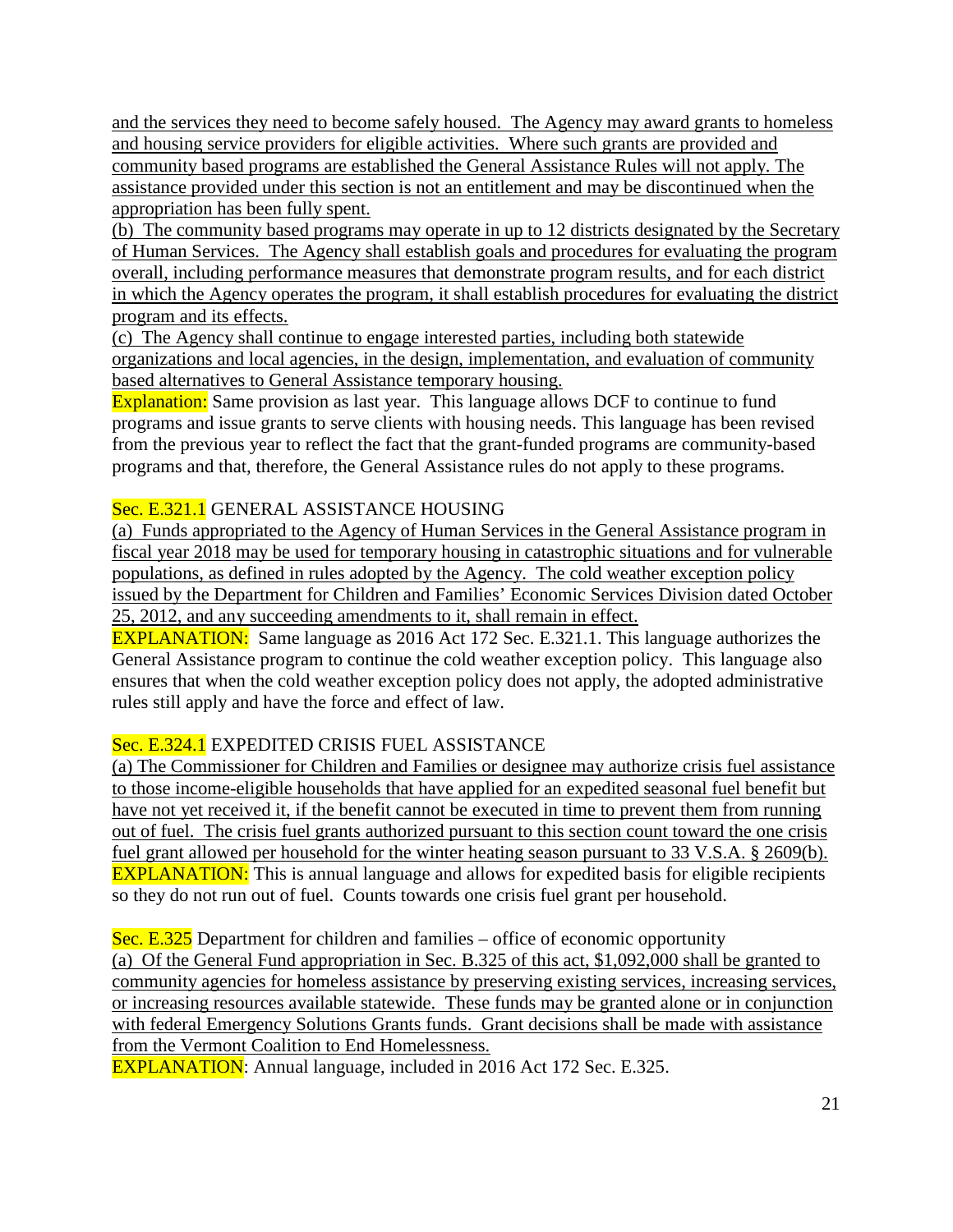and the services they need to become safely housed. The Agency may award grants to homeless and housing service providers for eligible activities. Where such grants are provided and community based programs are established the General Assistance Rules will not apply. The assistance provided under this section is not an entitlement and may be discontinued when the appropriation has been fully spent.

(b) The community based programs may operate in up to 12 districts designated by the Secretary of Human Services. The Agency shall establish goals and procedures for evaluating the program overall, including performance measures that demonstrate program results, and for each district in which the Agency operates the program, it shall establish procedures for evaluating the district program and its effects.

(c) The Agency shall continue to engage interested parties, including both statewide organizations and local agencies, in the design, implementation, and evaluation of community based alternatives to General Assistance temporary housing.

Explanation: Same provision as last year. This language allows DCF to continue to fund programs and issue grants to serve clients with housing needs. This language has been revised from the previous year to reflect the fact that the grant-funded programs are community-based programs and that, therefore, the General Assistance rules do not apply to these programs.

Sec. E.321.1 GENERAL ASSISTANCE HOUSING

(a) Funds appropriated to the Agency of Human Services in the General Assistance program in fiscal year 2018 may be used for temporary housing in catastrophic situations and for vulnerable populations, as defined in rules adopted by the Agency. The cold weather exception policy issued by the Department for Children and Families' Economic Services Division dated October 25, 2012, and any succeeding amendments to it, shall remain in effect.

EXPLANATION: Same language as 2016 Act 172 Sec. E.321.1. This language authorizes the General Assistance program to continue the cold weather exception policy. This language also ensures that when the cold weather exception policy does not apply, the adopted administrative rules still apply and have the force and effect of law.

Sec. E.324.1 EXPEDITED CRISIS FUEL ASSISTANCE

(a) The Commissioner for Children and Families or designee may authorize crisis fuel assistance to those income-eligible households that have applied for an expedited seasonal fuel benefit but have not yet received it, if the benefit cannot be executed in time to prevent them from running out of fuel. The crisis fuel grants authorized pursuant to this section count toward the one crisis fuel grant allowed per household for the winter heating season pursuant to 33 V.S.A. § 2609(b).

EXPLANATION: This is annual language and allows for expedited basis for eligible recipients so they do not run out of fuel. Counts towards one crisis fuel grant per household.

Sec. E.325 Department for children and families – office of economic opportunity

(a) Of the General Fund appropriation in Sec. B.325 of this act, $1,092,000 shall be granted to community agencies for homeless assistance by preserving existing services, increasing services, or increasing resources available statewide. These funds may be granted alone or in conjunction with federal Emergency Solutions Grants funds. Grant decisions shall be made with assistance from the Vermont Coalition to End Homelessness.

EXPLANATION: Annual language, included in 2016 Act 172 Sec. E.325.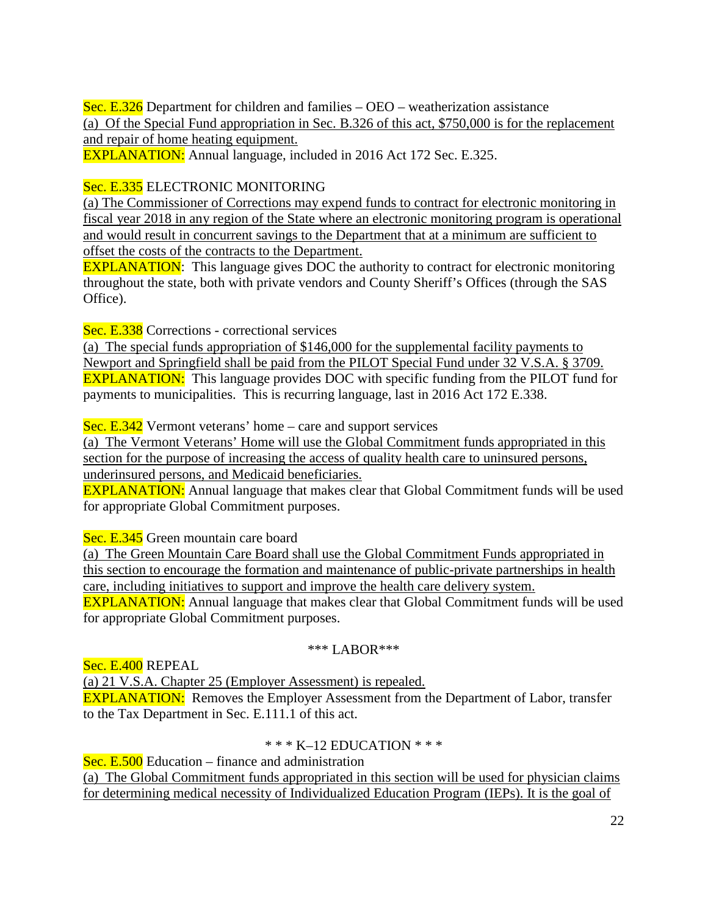Sec. E.326 Department for children and families – OEO – weatherization assistance

(a) Of the Special Fund appropriation in Sec. B.326 of this act, $750,000 is for the replacement and repair of home heating equipment.

EXPLANATION: Annual language, included in 2016 Act 172 Sec. E.325.

Sec. E.335 ELECTRONIC MONITORING

(a) The Commissioner of Corrections may expend funds to contract for electronic monitoring in fiscal year 2018 in any region of the State where an electronic monitoring program is operational and would result in concurrent savings to the Department that at a minimum are sufficient to offset the costs of the contracts to the Department.

EXPLANATION: This language gives DOC the authority to contract for electronic monitoring throughout the state, both with private vendors and County Sheriff's Offices (through the SAS Office).

Sec. E.338 Corrections - correctional services

(a) The special funds appropriation of $146,000 for the supplemental facility payments to Newport and Springfield shall be paid from the PILOT Special Fund under 32 V.S.A. § 3709.

EXPLANATION: This language provides DOC with specific funding from the PILOT fund for payments to municipalities. This is recurring language, last in 2016 Act 172 E.338.

Sec. E.342 Vermont veterans' home – care and support services

(a) The Vermont Veterans' Home will use the Global Commitment funds appropriated in this section for the purpose of increasing the access of quality health care to uninsured persons, underinsured persons, and Medicaid beneficiaries.

EXPLANATION: Annual language that makes clear that Global Commitment funds will be used for appropriate Global Commitment purposes.

Sec. E.345 Green mountain care board

(a) The Green Mountain Care Board shall use the Global Commitment Funds appropriated in this section to encourage the formation and maintenance of public-private partnerships in health care, including initiatives to support and improve the health care delivery system.

EXPLANATION: Annual language that makes clear that Global Commitment funds will be used for appropriate Global Commitment purposes.

*** LABOR***

Sec. E.400 REPEAL

(a) 21 V.S.A. Chapter 25 (Employer Assessment) is repealed.

EXPLANATION: Removes the Employer Assessment from the Department of Labor, transfer to the Tax Department in Sec. E.111.1 of this act.

* * * K–12 EDUCATION * * *

Sec. E.500 Education – finance and administration

(a) The Global Commitment funds appropriated in this section will be used for physician claims for determining medical necessity of Individualized Education Program (IEPs). It is the goal of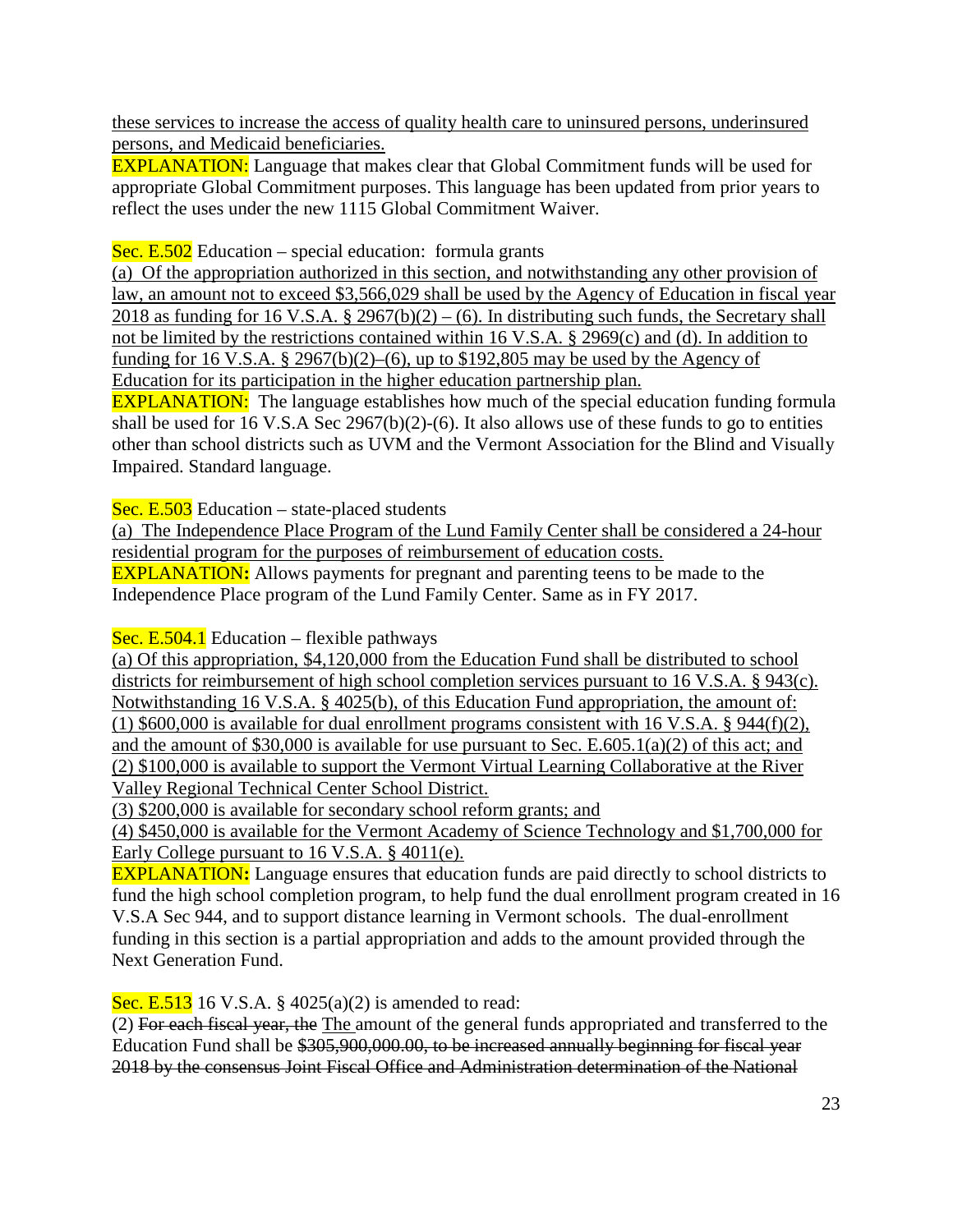these services to increase the access of quality health care to uninsured persons, underinsured persons, and Medicaid beneficiaries.

EXPLANATION: Language that makes clear that Global Commitment funds will be used for appropriate Global Commitment purposes. This language has been updated from prior years to reflect the uses under the new 1115 Global Commitment Waiver.

Sec. E.502 Education – special education: formula grants

(a) Of the appropriation authorized in this section, and notwithstanding any other provision of law, an amount not to exceed $3,566,029 shall be used by the Agency of Education in fiscal year 2018 as funding for 16 V.S.A. § 2967(b)(2) – (6). In distributing such funds, the Secretary shall not be limited by the restrictions contained within 16 V.S.A. § 2969(c) and (d). In addition to funding for 16 V.S.A. § 2967(b)(2)–(6), up to $192,805 may be used by the Agency of Education for its participation in the higher education partnership plan.

EXPLANATION: The language establishes how much of the special education funding formula shall be used for 16 V.S.A Sec 2967(b)(2)-(6). It also allows use of these funds to go to entities other than school districts such as UVM and the Vermont Association for the Blind and Visually Impaired. Standard language.

Sec. E.503 Education – state-placed students

(a) The Independence Place Program of the Lund Family Center shall be considered a 24-hour residential program for the purposes of reimbursement of education costs.

**EXPLANATION:** Allows payments for pregnant and parenting teens to be made to the Independence Place program of the Lund Family Center. Same as in FY 2017.

Sec. E.504.1 Education – flexible pathways

(a) Of this appropriation, $4,120,000 from the Education Fund shall be distributed to school districts for reimbursement of high school completion services pursuant to 16 V.S.A. § 943(c). Notwithstanding 16 V.S.A. § 4025(b), of this Education Fund appropriation, the amount of:

(1) $600,000 is available for dual enrollment programs consistent with 16 V.S.A. § 944(f)(2), and the amount of $30,000 is available for use pursuant to Sec. E.605.1(a)(2) of this act; and

(2) $100,000 is available to support the Vermont Virtual Learning Collaborative at the River Valley Regional Technical Center School District.

(3) $200,000 is available for secondary school reform grants; and

(4) $450,000 is available for the Vermont Academy of Science Technology and $1,700,000 for Early College pursuant to 16 V.S.A. § 4011(e).

**EXPLANATION:** Language ensures that education funds are paid directly to school districts to fund the high school completion program, to help fund the dual enrollment program created in 16 V.S.A Sec 944, and to support distance learning in Vermont schools. The dual-enrollment funding in this section is a partial appropriation and adds to the amount provided through the Next Generation Fund.

Sec. E.513 16 V.S.A. § 4025(a)(2) is amended to read:

(2) ~~For each fiscal year, the~~ The amount of the general funds appropriated and transferred to the Education Fund shall be ~~$305,900,000.00, to be increased annually beginning for fiscal year 2018 by the consensus Joint Fiscal Office and Administration determination of the National~~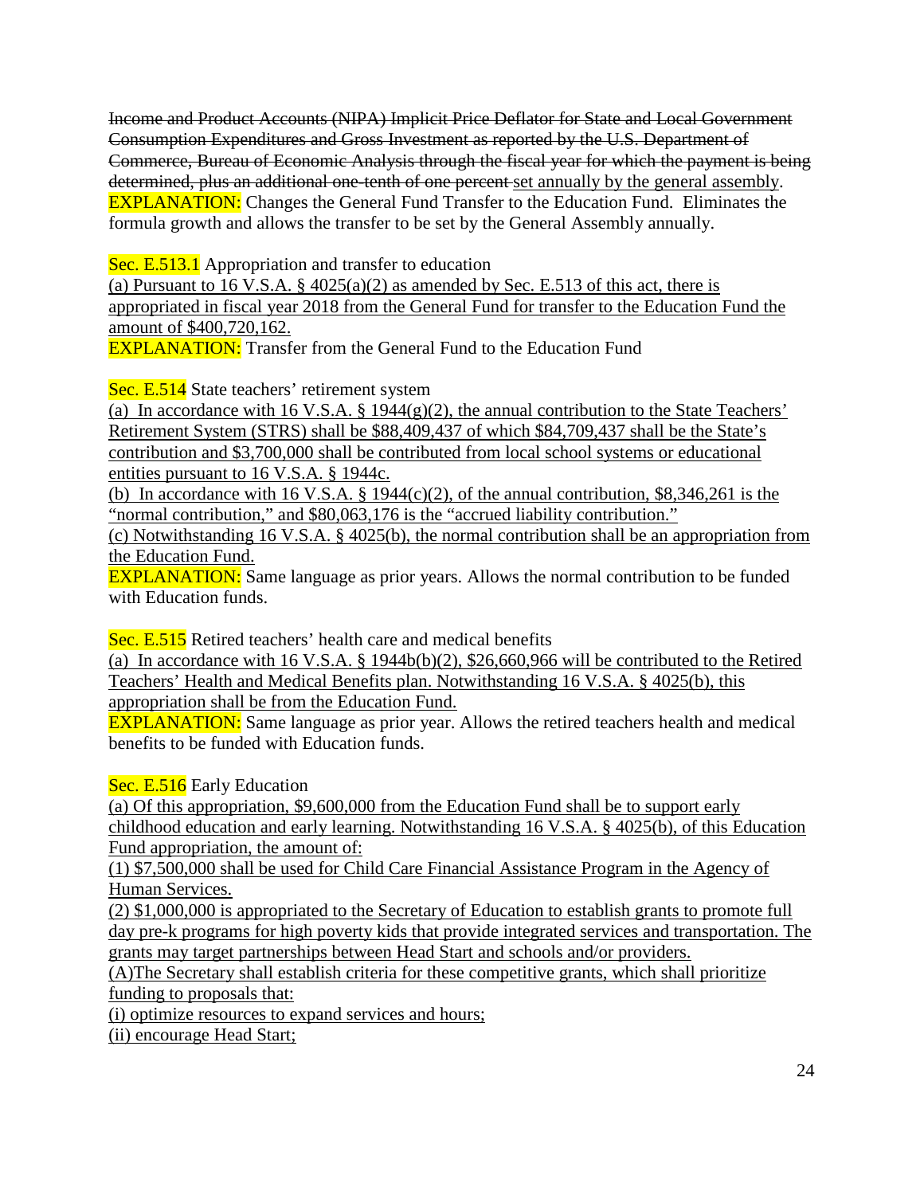~~Income and Product Accounts (NIPA) Implicit Price Deflator for State and Local Government Consumption Expenditures and Gross Investment as reported by the U.S. Department of Commerce, Bureau of Economic Analysis through the fiscal year for which the payment is being determined, plus an additional one-tenth of one percent~~ set annually by the general assembly.

EXPLANATION: Changes the General Fund Transfer to the Education Fund. Eliminates the formula growth and allows the transfer to be set by the General Assembly annually.

Sec. E.513.1 Appropriation and transfer to education

(a) Pursuant to 16 V.S.A. § 4025(a)(2) as amended by Sec. E.513 of this act, there is appropriated in fiscal year 2018 from the General Fund for transfer to the Education Fund the amount of $400,720,162.

EXPLANATION: Transfer from the General Fund to the Education Fund

Sec. E.514 State teachers' retirement system

(a) In accordance with 16 V.S.A. § 1944(g)(2), the annual contribution to the State Teachers' Retirement System (STRS) shall be $88,409,437 of which $84,709,437 shall be the State's contribution and $3,700,000 shall be contributed from local school systems or educational entities pursuant to 16 V.S.A. § 1944c.

(b) In accordance with 16 V.S.A. § 1944(c)(2), of the annual contribution, $8,346,261 is the "normal contribution," and $80,063,176 is the "accrued liability contribution."

(c) Notwithstanding 16 V.S.A. § 4025(b), the normal contribution shall be an appropriation from the Education Fund.

EXPLANATION: Same language as prior years. Allows the normal contribution to be funded with Education funds.

Sec. E.515 Retired teachers' health care and medical benefits

(a) In accordance with 16 V.S.A. § 1944b(b)(2), $26,660,966 will be contributed to the Retired Teachers' Health and Medical Benefits plan. Notwithstanding 16 V.S.A. § 4025(b), this appropriation shall be from the Education Fund.

EXPLANATION: Same language as prior year. Allows the retired teachers health and medical benefits to be funded with Education funds.

Sec. E.516 Early Education

(a) Of this appropriation, $9,600,000 from the Education Fund shall be to support early childhood education and early learning. Notwithstanding 16 V.S.A. § 4025(b), of this Education Fund appropriation, the amount of:

(1) $7,500,000 shall be used for Child Care Financial Assistance Program in the Agency of Human Services.

(2) $1,000,000 is appropriated to the Secretary of Education to establish grants to promote full day pre-k programs for high poverty kids that provide integrated services and transportation. The grants may target partnerships between Head Start and schools and/or providers.

(A)The Secretary shall establish criteria for these competitive grants, which shall prioritize funding to proposals that:

(i) optimize resources to expand services and hours;

(ii) encourage Head Start;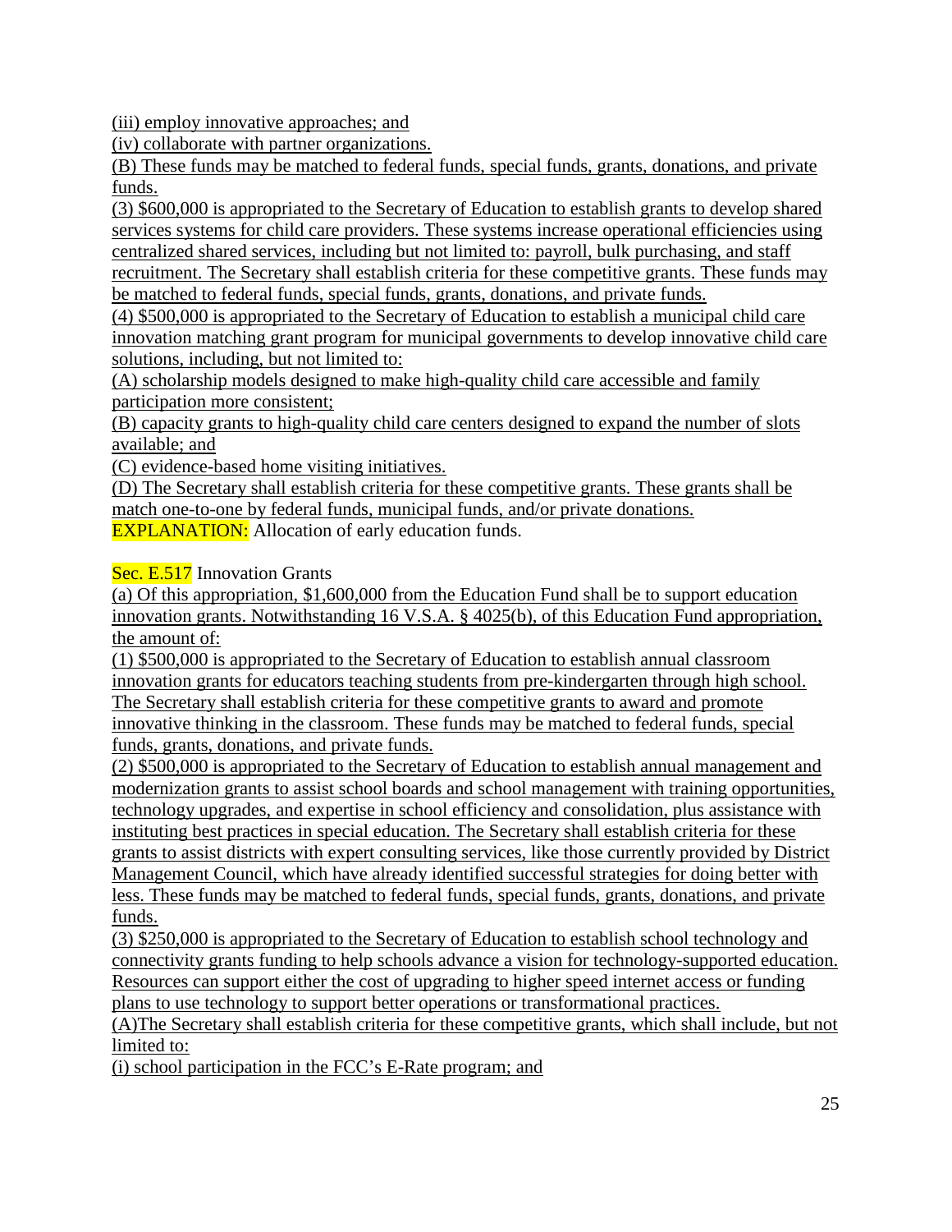(iii) employ innovative approaches; and

(iv) collaborate with partner organizations.

(B) These funds may be matched to federal funds, special funds, grants, donations, and private funds.

(3) $600,000 is appropriated to the Secretary of Education to establish grants to develop shared services systems for child care providers. These systems increase operational efficiencies using centralized shared services, including but not limited to: payroll, bulk purchasing, and staff recruitment. The Secretary shall establish criteria for these competitive grants. These funds may be matched to federal funds, special funds, grants, donations, and private funds.

(4) $500,000 is appropriated to the Secretary of Education to establish a municipal child care innovation matching grant program for municipal governments to develop innovative child care solutions, including, but not limited to:

(A) scholarship models designed to make high-quality child care accessible and family participation more consistent;

(B) capacity grants to high-quality child care centers designed to expand the number of slots available; and

(C) evidence-based home visiting initiatives.

(D) The Secretary shall establish criteria for these competitive grants. These grants shall be match one-to-one by federal funds, municipal funds, and/or private donations.

EXPLANATION: Allocation of early education funds.

Sec. E.517 Innovation Grants

(a) Of this appropriation, $1,600,000 from the Education Fund shall be to support education innovation grants. Notwithstanding 16 V.S.A. § 4025(b), of this Education Fund appropriation, the amount of:

(1) $500,000 is appropriated to the Secretary of Education to establish annual classroom innovation grants for educators teaching students from pre-kindergarten through high school. The Secretary shall establish criteria for these competitive grants to award and promote innovative thinking in the classroom. These funds may be matched to federal funds, special funds, grants, donations, and private funds.

(2) $500,000 is appropriated to the Secretary of Education to establish annual management and modernization grants to assist school boards and school management with training opportunities, technology upgrades, and expertise in school efficiency and consolidation, plus assistance with instituting best practices in special education. The Secretary shall establish criteria for these grants to assist districts with expert consulting services, like those currently provided by District Management Council, which have already identified successful strategies for doing better with less. These funds may be matched to federal funds, special funds, grants, donations, and private funds.

(3) $250,000 is appropriated to the Secretary of Education to establish school technology and connectivity grants funding to help schools advance a vision for technology-supported education. Resources can support either the cost of upgrading to higher speed internet access or funding plans to use technology to support better operations or transformational practices.

(A)The Secretary shall establish criteria for these competitive grants, which shall include, but not limited to:

(i) school participation in the FCC's E-Rate program; and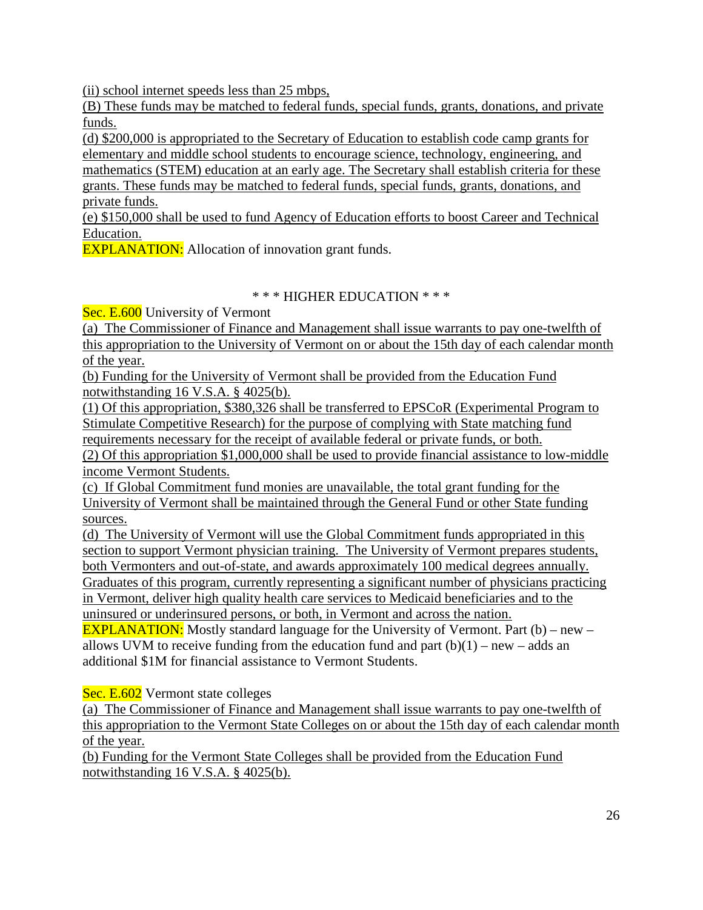(ii) school internet speeds less than 25 mbps,

(B) These funds may be matched to federal funds, special funds, grants, donations, and private funds.

(d) $200,000 is appropriated to the Secretary of Education to establish code camp grants for elementary and middle school students to encourage science, technology, engineering, and mathematics (STEM) education at an early age. The Secretary shall establish criteria for these grants. These funds may be matched to federal funds, special funds, grants, donations, and private funds.

(e) $150,000 shall be used to fund Agency of Education efforts to boost Career and Technical Education.

EXPLANATION: Allocation of innovation grant funds.

\* \* \* HIGHER EDUCATION \* \* \*

Sec. E.600 University of Vermont

(a) The Commissioner of Finance and Management shall issue warrants to pay one-twelfth of this appropriation to the University of Vermont on or about the 15th day of each calendar month of the year.

(b) Funding for the University of Vermont shall be provided from the Education Fund notwithstanding 16 V.S.A. § 4025(b).

(1) Of this appropriation, $380,326 shall be transferred to EPSCoR (Experimental Program to Stimulate Competitive Research) for the purpose of complying with State matching fund requirements necessary for the receipt of available federal or private funds, or both.

(2) Of this appropriation $1,000,000 shall be used to provide financial assistance to low-middle income Vermont Students.

(c) If Global Commitment fund monies are unavailable, the total grant funding for the University of Vermont shall be maintained through the General Fund or other State funding sources.

(d) The University of Vermont will use the Global Commitment funds appropriated in this section to support Vermont physician training. The University of Vermont prepares students, both Vermonters and out-of-state, and awards approximately 100 medical degrees annually. Graduates of this program, currently representing a significant number of physicians practicing in Vermont, deliver high quality health care services to Medicaid beneficiaries and to the uninsured or underinsured persons, or both, in Vermont and across the nation.

EXPLANATION: Mostly standard language for the University of Vermont. Part (b) – new – allows UVM to receive funding from the education fund and part (b)(1) – new – adds an additional $1M for financial assistance to Vermont Students.

Sec. E.602 Vermont state colleges

(a) The Commissioner of Finance and Management shall issue warrants to pay one-twelfth of this appropriation to the Vermont State Colleges on or about the 15th day of each calendar month of the year.

(b) Funding for the Vermont State Colleges shall be provided from the Education Fund notwithstanding 16 V.S.A. § 4025(b).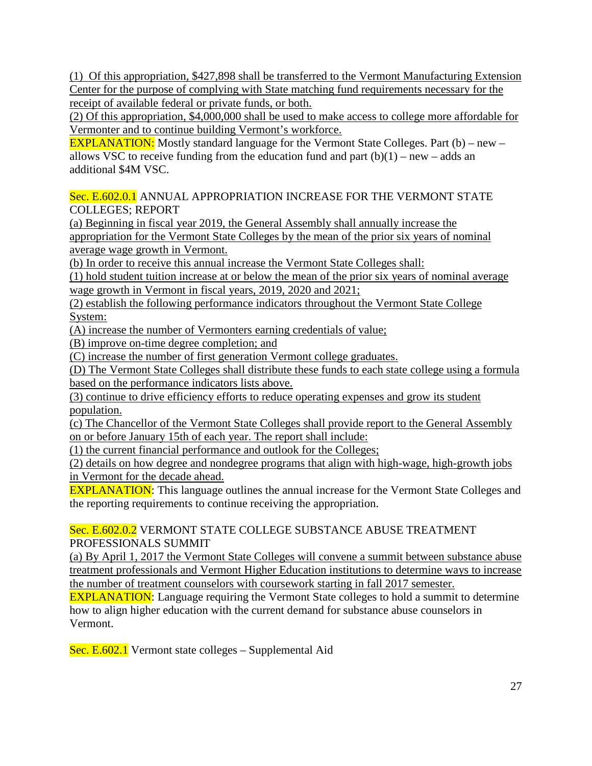(1) Of this appropriation, $427,898 shall be transferred to the Vermont Manufacturing Extension Center for the purpose of complying with State matching fund requirements necessary for the receipt of available federal or private funds, or both.

(2) Of this appropriation, $4,000,000 shall be used to make access to college more affordable for Vermonter and to continue building Vermont's workforce.

EXPLANATION: Mostly standard language for the Vermont State Colleges. Part (b) – new – allows VSC to receive funding from the education fund and part (b)(1) – new – adds an additional $4M VSC.

Sec. E.602.0.1 ANNUAL APPROPRIATION INCREASE FOR THE VERMONT STATE COLLEGES; REPORT

(a) Beginning in fiscal year 2019, the General Assembly shall annually increase the appropriation for the Vermont State Colleges by the mean of the prior six years of nominal average wage growth in Vermont.

(b) In order to receive this annual increase the Vermont State Colleges shall:

(1) hold student tuition increase at or below the mean of the prior six years of nominal average wage growth in Vermont in fiscal years, 2019, 2020 and 2021;

(2) establish the following performance indicators throughout the Vermont State College System:

(A) increase the number of Vermonters earning credentials of value;

(B) improve on-time degree completion; and

(C) increase the number of first generation Vermont college graduates.

(D) The Vermont State Colleges shall distribute these funds to each state college using a formula based on the performance indicators lists above.

(3) continue to drive efficiency efforts to reduce operating expenses and grow its student population.

(c) The Chancellor of the Vermont State Colleges shall provide report to the General Assembly on or before January 15th of each year. The report shall include:

(1) the current financial performance and outlook for the Colleges;

(2) details on how degree and nondegree programs that align with high-wage, high-growth jobs in Vermont for the decade ahead.

EXPLANATION: This language outlines the annual increase for the Vermont State Colleges and the reporting requirements to continue receiving the appropriation.

Sec. E.602.0.2 VERMONT STATE COLLEGE SUBSTANCE ABUSE TREATMENT PROFESSIONALS SUMMIT

(a) By April 1, 2017 the Vermont State Colleges will convene a summit between substance abuse treatment professionals and Vermont Higher Education institutions to determine ways to increase the number of treatment counselors with coursework starting in fall 2017 semester.

EXPLANATION: Language requiring the Vermont State colleges to hold a summit to determine how to align higher education with the current demand for substance abuse counselors in Vermont.

Sec. E.602.1 Vermont state colleges – Supplemental Aid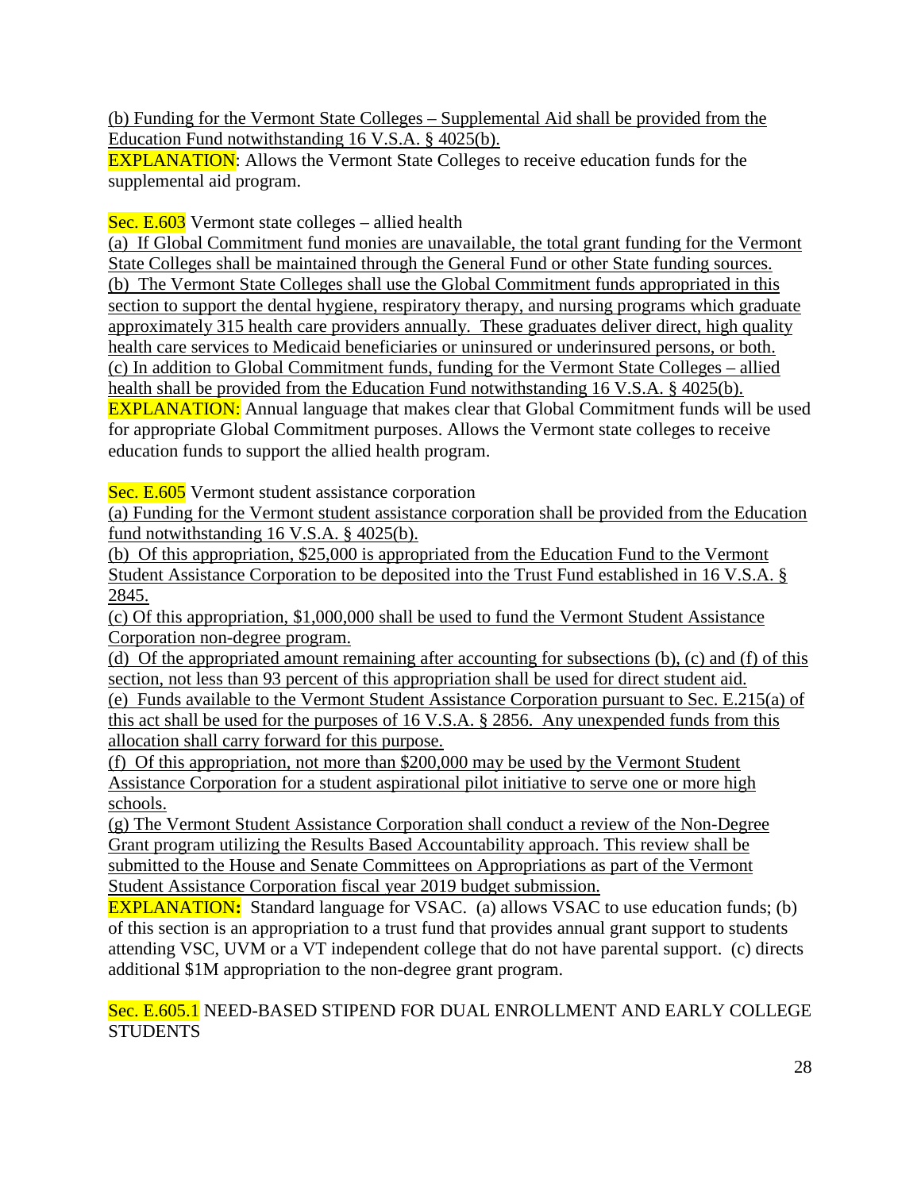(b) Funding for the Vermont State Colleges – Supplemental Aid shall be provided from the Education Fund notwithstanding 16 V.S.A. § 4025(b).

EXPLANATION: Allows the Vermont State Colleges to receive education funds for the supplemental aid program.

Sec. E.603 Vermont state colleges – allied health

(a) If Global Commitment fund monies are unavailable, the total grant funding for the Vermont State Colleges shall be maintained through the General Fund or other State funding sources.

(b) The Vermont State Colleges shall use the Global Commitment funds appropriated in this section to support the dental hygiene, respiratory therapy, and nursing programs which graduate approximately 315 health care providers annually. These graduates deliver direct, high quality health care services to Medicaid beneficiaries or uninsured or underinsured persons, or both.

(c) In addition to Global Commitment funds, funding for the Vermont State Colleges – allied health shall be provided from the Education Fund notwithstanding 16 V.S.A. § 4025(b).

EXPLANATION: Annual language that makes clear that Global Commitment funds will be used for appropriate Global Commitment purposes. Allows the Vermont state colleges to receive education funds to support the allied health program.

Sec. E.605 Vermont student assistance corporation

(a) Funding for the Vermont student assistance corporation shall be provided from the Education fund notwithstanding 16 V.S.A. § 4025(b).

(b) Of this appropriation, $25,000 is appropriated from the Education Fund to the Vermont Student Assistance Corporation to be deposited into the Trust Fund established in 16 V.S.A. § 2845.

(c) Of this appropriation, $1,000,000 shall be used to fund the Vermont Student Assistance Corporation non-degree program.

(d) Of the appropriated amount remaining after accounting for subsections (b), (c) and (f) of this section, not less than 93 percent of this appropriation shall be used for direct student aid.

(e) Funds available to the Vermont Student Assistance Corporation pursuant to Sec. E.215(a) of this act shall be used for the purposes of 16 V.S.A. § 2856. Any unexpended funds from this allocation shall carry forward for this purpose.

(f) Of this appropriation, not more than $200,000 may be used by the Vermont Student Assistance Corporation for a student aspirational pilot initiative to serve one or more high schools.

(g) The Vermont Student Assistance Corporation shall conduct a review of the Non-Degree Grant program utilizing the Results Based Accountability approach. This review shall be submitted to the House and Senate Committees on Appropriations as part of the Vermont Student Assistance Corporation fiscal year 2019 budget submission.

**EXPLANATION:** Standard language for VSAC. (a) allows VSAC to use education funds; (b) of this section is an appropriation to a trust fund that provides annual grant support to students attending VSC, UVM or a VT independent college that do not have parental support. (c) directs additional $1M appropriation to the non-degree grant program.

Sec. E.605.1 NEED-BASED STIPEND FOR DUAL ENROLLMENT AND EARLY COLLEGE STUDENTS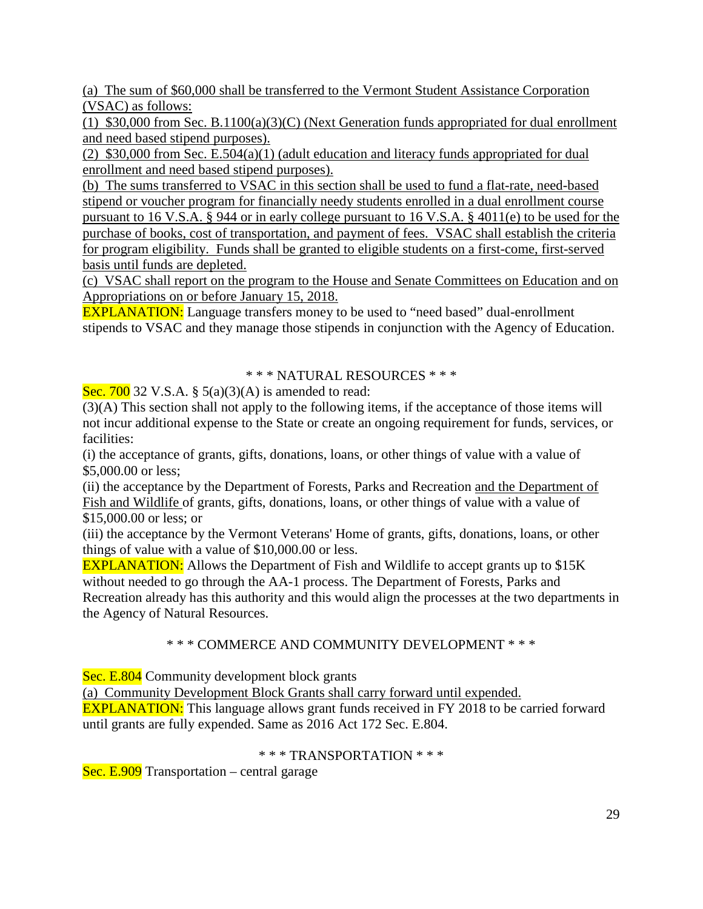(a) The sum of $60,000 shall be transferred to the Vermont Student Assistance Corporation (VSAC) as follows:

(1) $30,000 from Sec. B.1100(a)(3)(C) (Next Generation funds appropriated for dual enrollment and need based stipend purposes).

(2) $30,000 from Sec. E.504(a)(1) (adult education and literacy funds appropriated for dual enrollment and need based stipend purposes).

(b) The sums transferred to VSAC in this section shall be used to fund a flat-rate, need-based stipend or voucher program for financially needy students enrolled in a dual enrollment course pursuant to 16 V.S.A. § 944 or in early college pursuant to 16 V.S.A. § 4011(e) to be used for the purchase of books, cost of transportation, and payment of fees. VSAC shall establish the criteria for program eligibility. Funds shall be granted to eligible students on a first-come, first-served basis until funds are depleted.

(c) VSAC shall report on the program to the House and Senate Committees on Education and on Appropriations on or before January 15, 2018.

EXPLANATION: Language transfers money to be used to "need based" dual-enrollment stipends to VSAC and they manage those stipends in conjunction with the Agency of Education.

\* \* \* NATURAL RESOURCES \* \* \*

Sec. 700 32 V.S.A. § 5(a)(3)(A) is amended to read:

(3)(A) This section shall not apply to the following items, if the acceptance of those items will not incur additional expense to the State or create an ongoing requirement for funds, services, or facilities:

(i) the acceptance of grants, gifts, donations, loans, or other things of value with a value of $5,000.00 or less;

(ii) the acceptance by the Department of Forests, Parks and Recreation and the Department of Fish and Wildlife of grants, gifts, donations, loans, or other things of value with a value of $15,000.00 or less; or

(iii) the acceptance by the Vermont Veterans' Home of grants, gifts, donations, loans, or other things of value with a value of $10,000.00 or less.

EXPLANATION: Allows the Department of Fish and Wildlife to accept grants up to $15K without needed to go through the AA-1 process. The Department of Forests, Parks and Recreation already has this authority and this would align the processes at the two departments in the Agency of Natural Resources.

\* \* \* COMMERCE AND COMMUNITY DEVELOPMENT \* \* \*

Sec. E.804 Community development block grants

(a) Community Development Block Grants shall carry forward until expended.

EXPLANATION: This language allows grant funds received in FY 2018 to be carried forward until grants are fully expended. Same as 2016 Act 172 Sec. E.804.

\* \* \* TRANSPORTATION \* \* \*

Sec. E.909 Transportation – central garage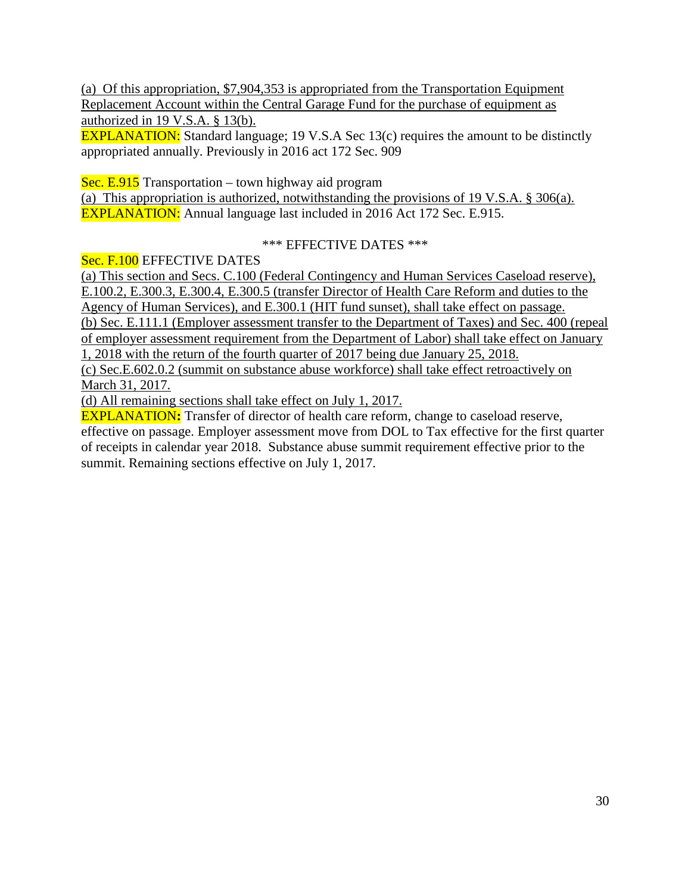(a) Of this appropriation, $7,904,353 is appropriated from the Transportation Equipment Replacement Account within the Central Garage Fund for the purchase of equipment as authorized in 19 V.S.A. § 13(b).

EXPLANATION: Standard language; 19 V.S.A Sec 13(c) requires the amount to be distinctly appropriated annually. Previously in 2016 act 172 Sec. 909

Sec. E.915 Transportation – town highway aid program

(a) This appropriation is authorized, notwithstanding the provisions of 19 V.S.A. § 306(a).

EXPLANATION: Annual language last included in 2016 Act 172 Sec. E.915.

*** EFFECTIVE DATES ***

Sec. F.100 EFFECTIVE DATES

(a) This section and Secs. C.100 (Federal Contingency and Human Services Caseload reserve), E.100.2, E.300.3, E.300.4, E.300.5 (transfer Director of Health Care Reform and duties to the Agency of Human Services), and E.300.1 (HIT fund sunset), shall take effect on passage.

(b) Sec. E.111.1 (Employer assessment transfer to the Department of Taxes) and Sec. 400 (repeal of employer assessment requirement from the Department of Labor) shall take effect on January 1, 2018 with the return of the fourth quarter of 2017 being due January 25, 2018.

(c) Sec.E.602.0.2 (summit on substance abuse workforce) shall take effect retroactively on March 31, 2017.

(d) All remaining sections shall take effect on July 1, 2017.

**EXPLANATION:** Transfer of director of health care reform, change to caseload reserve, effective on passage. Employer assessment move from DOL to Tax effective for the first quarter of receipts in calendar year 2018. Substance abuse summit requirement effective prior to the summit. Remaining sections effective on July 1, 2017.